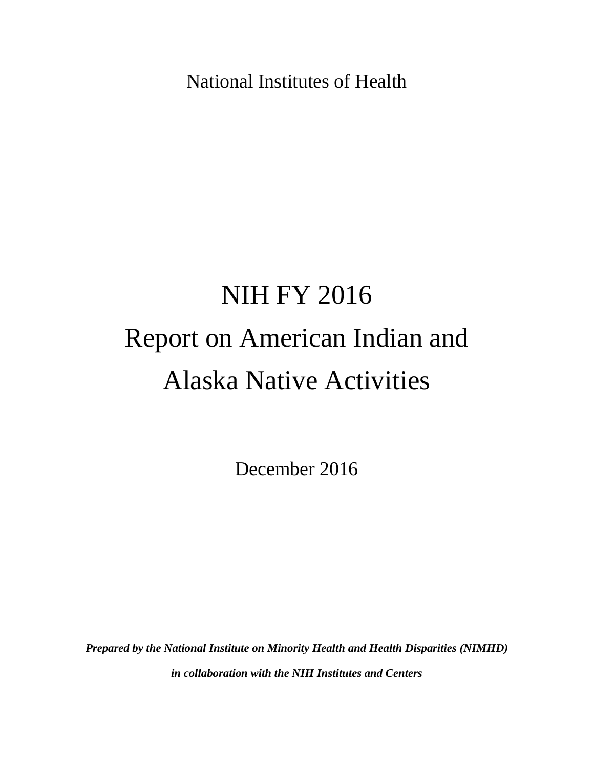National Institutes of Health

# NIH FY 2016
# Report on American Indian and Alaska Native Activities

December 2016

***Prepared by the National Institute on Minority Health and Health Disparities (NIMHD) in collaboration with the NIH Institutes and Centers***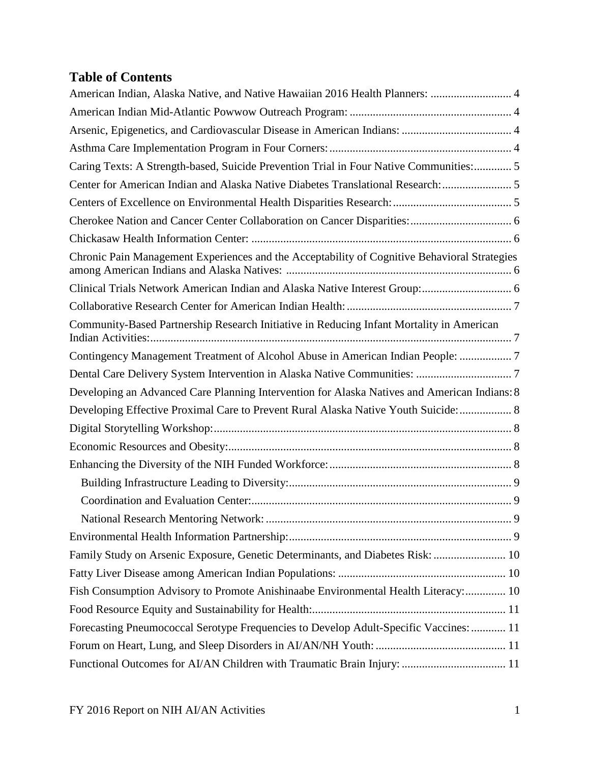# Table of Contents

American Indian, Alaska Native, and Native Hawaiian 2016 Health Planners: ............................ 4

American Indian Mid-Atlantic Powwow Outreach Program: ........................................................ 4

Arsenic, Epigenetics, and Cardiovascular Disease in American Indians: ...................................... 4

Asthma Care Implementation Program in Four Corners: .............................................................. 4

Caring Texts: A Strength-based, Suicide Prevention Trial in Four Native Communities: ............. 5

Center for American Indian and Alaska Native Diabetes Translational Research: ........................ 5

Centers of Excellence on Environmental Health Disparities Research: ......................................... 5

Cherokee Nation and Cancer Center Collaboration on Cancer Disparities: ................................... 6

Chickasaw Health Information Center: .......................................................................................... 6

Chronic Pain Management Experiences and the Acceptability of Cognitive Behavioral Strategies among American Indians and Alaska Natives: .............................................................................. 6

Clinical Trials Network American Indian and Alaska Native Interest Group: ............................... 6

Collaborative Research Center for American Indian Health: ......................................................... 7

Community-Based Partnership Research Initiative in Reducing Infant Mortality in American Indian Activities: ............................................................................................................................ 7

Contingency Management Treatment of Alcohol Abuse in American Indian People: .................. 7

Dental Care Delivery System Intervention in Alaska Native Communities: ................................. 7

Developing an Advanced Care Planning Intervention for Alaska Natives and American Indians: 8

Developing Effective Proximal Care to Prevent Rural Alaska Native Youth Suicide: .................. 8

Digital Storytelling Workshop: ...................................................................................................... 8

Economic Resources and Obesity: ................................................................................................. 8

Enhancing the Diversity of the NIH Funded Workforce: ............................................................... 8

- Building Infrastructure Leading to Diversity: ............................................................................ 9
- Coordination and Evaluation Center: .......................................................................................... 9
- National Research Mentoring Network: ..................................................................................... 9

Environmental Health Information Partnership: ............................................................................. 9

Family Study on Arsenic Exposure, Genetic Determinants, and Diabetes Risk: ......................... 10

Fatty Liver Disease among American Indian Populations: .......................................................... 10

Fish Consumption Advisory to Promote Anishinaabe Environmental Health Literacy: .............. 10

Food Resource Equity and Sustainability for Health: ................................................................... 11

Forecasting Pneumococcal Serotype Frequencies to Develop Adult-Specific Vaccines: ............ 11

Forum on Heart, Lung, and Sleep Disorders in AI/AN/NH Youth: ............................................. 11

Functional Outcomes for AI/AN Children with Traumatic Brain Injury: .................................... 11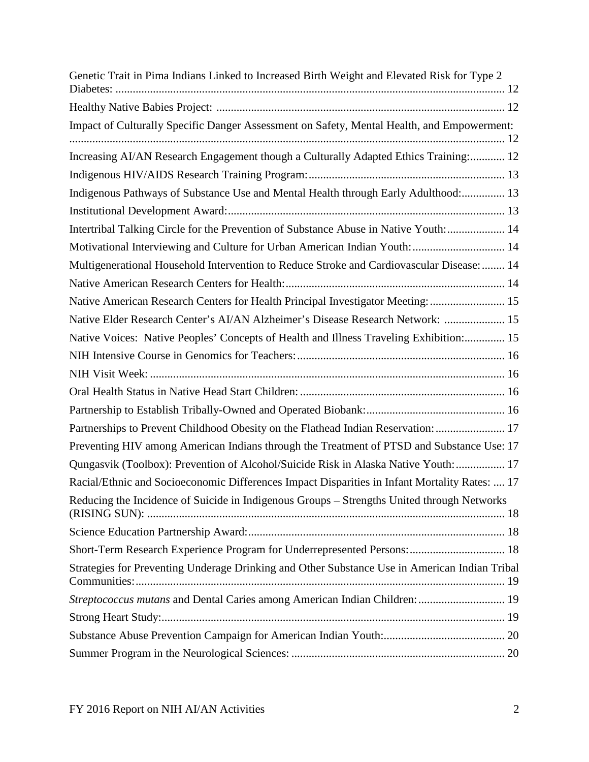Genetic Trait in Pima Indians Linked to Increased Birth Weight and Elevated Risk for Type 2 Diabetes: 12

Healthy Native Babies Project: 12

Impact of Culturally Specific Danger Assessment on Safety, Mental Health, and Empowerment: 12

Increasing AI/AN Research Engagement though a Culturally Adapted Ethics Training: 12

Indigenous HIV/AIDS Research Training Program: 13

Indigenous Pathways of Substance Use and Mental Health through Early Adulthood: 13

Institutional Development Award: 13

Intertribal Talking Circle for the Prevention of Substance Abuse in Native Youth: 14

Motivational Interviewing and Culture for Urban American Indian Youth: 14

Multigenerational Household Intervention to Reduce Stroke and Cardiovascular Disease: 14

Native American Research Centers for Health: 14

Native American Research Centers for Health Principal Investigator Meeting: 15

Native Elder Research Center's AI/AN Alzheimer's Disease Research Network: 15

Native Voices: Native Peoples' Concepts of Health and Illness Traveling Exhibition: 15

NIH Intensive Course in Genomics for Teachers: 16

NIH Visit Week: 16

Oral Health Status in Native Head Start Children: 16

Partnership to Establish Tribally-Owned and Operated Biobank: 16

Partnerships to Prevent Childhood Obesity on the Flathead Indian Reservation: 17

Preventing HIV among American Indians through the Treatment of PTSD and Substance Use: 17

Qungasvik (Toolbox): Prevention of Alcohol/Suicide Risk in Alaska Native Youth: 17

Racial/Ethnic and Socioeconomic Differences Impact Disparities in Infant Mortality Rates: 17

Reducing the Incidence of Suicide in Indigenous Groups – Strengths United through Networks (RISING SUN): 18

Science Education Partnership Award: 18

Short-Term Research Experience Program for Underrepresented Persons: 18

Strategies for Preventing Underage Drinking and Other Substance Use in American Indian Tribal Communities: 19

*Streptococcus mutans* and Dental Caries among American Indian Children: 19

Strong Heart Study: 19

Substance Abuse Prevention Campaign for American Indian Youth: 20

Summer Program in the Neurological Sciences: 20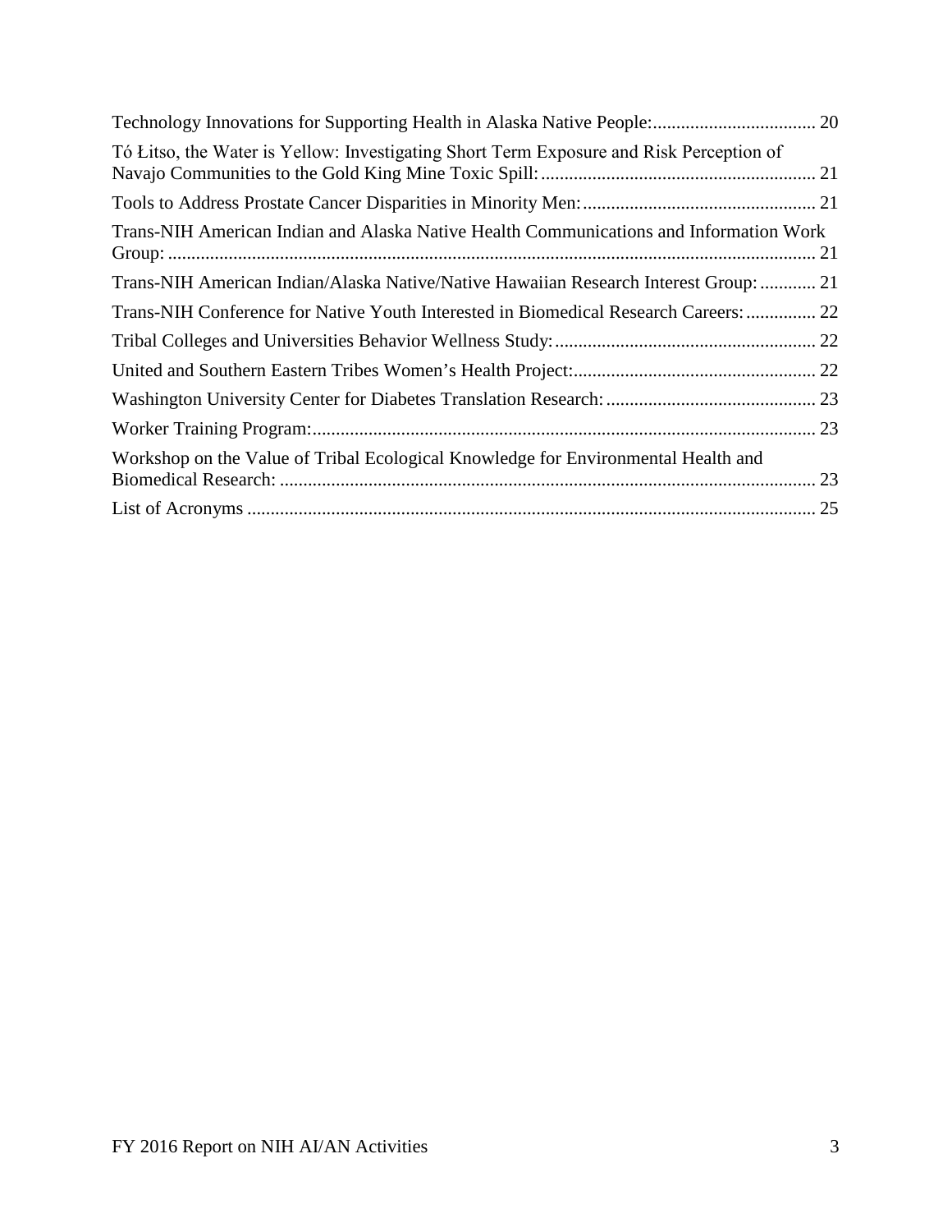Technology Innovations for Supporting Health in Alaska Native People: 20

Tó Łitso, the Water is Yellow: Investigating Short Term Exposure and Risk Perception of Navajo Communities to the Gold King Mine Toxic Spill: 21

Tools to Address Prostate Cancer Disparities in Minority Men: 21

Trans-NIH American Indian and Alaska Native Health Communications and Information Work Group: 21

Trans-NIH American Indian/Alaska Native/Native Hawaiian Research Interest Group: 21

Trans-NIH Conference for Native Youth Interested in Biomedical Research Careers: 22

Tribal Colleges and Universities Behavior Wellness Study: 22

United and Southern Eastern Tribes Women's Health Project: 22

Washington University Center for Diabetes Translation Research: 23

Worker Training Program: 23

Workshop on the Value of Tribal Ecological Knowledge for Environmental Health and Biomedical Research: 23

List of Acronyms 25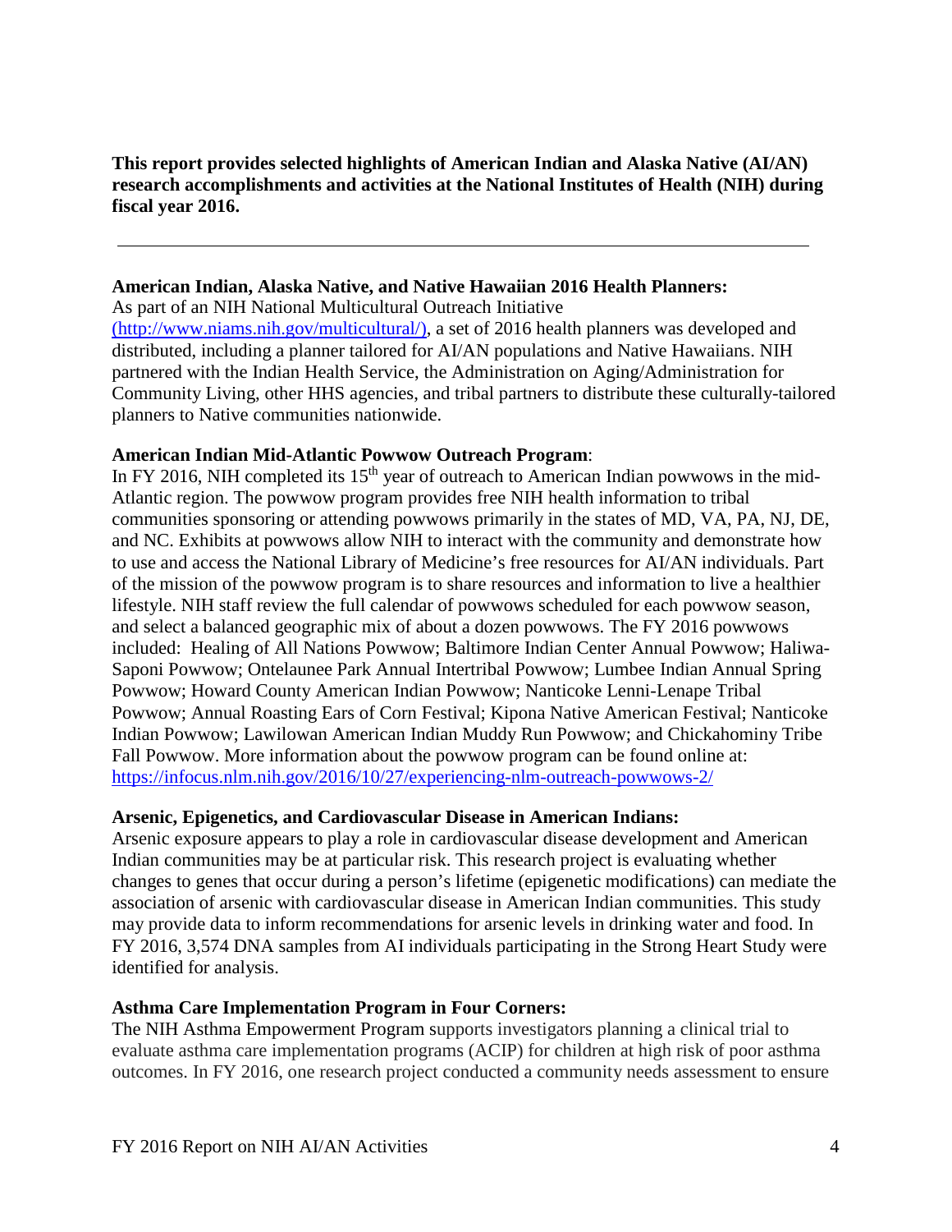**This report provides selected highlights of American Indian and Alaska Native (AI/AN) research accomplishments and activities at the National Institutes of Health (NIH) during fiscal year 2016.**

---

**American Indian, Alaska Native, and Native Hawaiian 2016 Health Planners:**
As part of an NIH National Multicultural Outreach Initiative (http://www.niams.nih.gov/multicultural/), a set of 2016 health planners was developed and distributed, including a planner tailored for AI/AN populations and Native Hawaiians. NIH partnered with the Indian Health Service, the Administration on Aging/Administration for Community Living, other HHS agencies, and tribal partners to distribute these culturally-tailored planners to Native communities nationwide.

**American Indian Mid-Atlantic Powwow Outreach Program**:
In FY 2016, NIH completed its 15th year of outreach to American Indian powwows in the mid-Atlantic region. The powwow program provides free NIH health information to tribal communities sponsoring or attending powwows primarily in the states of MD, VA, PA, NJ, DE, and NC. Exhibits at powwows allow NIH to interact with the community and demonstrate how to use and access the National Library of Medicine's free resources for AI/AN individuals. Part of the mission of the powwow program is to share resources and information to live a healthier lifestyle. NIH staff review the full calendar of powwows scheduled for each powwow season, and select a balanced geographic mix of about a dozen powwows. The FY 2016 powwows included: Healing of All Nations Powwow; Baltimore Indian Center Annual Powwow; Haliwa-Saponi Powwow; Ontelaunee Park Annual Intertribal Powwow; Lumbee Indian Annual Spring Powwow; Howard County American Indian Powwow; Nanticoke Lenni-Lenape Tribal Powwow; Annual Roasting Ears of Corn Festival; Kipona Native American Festival; Nanticoke Indian Powwow; Lawilowan American Indian Muddy Run Powwow; and Chickahominy Tribe Fall Powwow. More information about the powwow program can be found online at: https://infocus.nlm.nih.gov/2016/10/27/experiencing-nlm-outreach-powwows-2/

**Arsenic, Epigenetics, and Cardiovascular Disease in American Indians:**
Arsenic exposure appears to play a role in cardiovascular disease development and American Indian communities may be at particular risk. This research project is evaluating whether changes to genes that occur during a person's lifetime (epigenetic modifications) can mediate the association of arsenic with cardiovascular disease in American Indian communities. This study may provide data to inform recommendations for arsenic levels in drinking water and food. In FY 2016, 3,574 DNA samples from AI individuals participating in the Strong Heart Study were identified for analysis.

**Asthma Care Implementation Program in Four Corners:**
The NIH Asthma Empowerment Program supports investigators planning a clinical trial to evaluate asthma care implementation programs (ACIP) for children at high risk of poor asthma outcomes. In FY 2016, one research project conducted a community needs assessment to ensure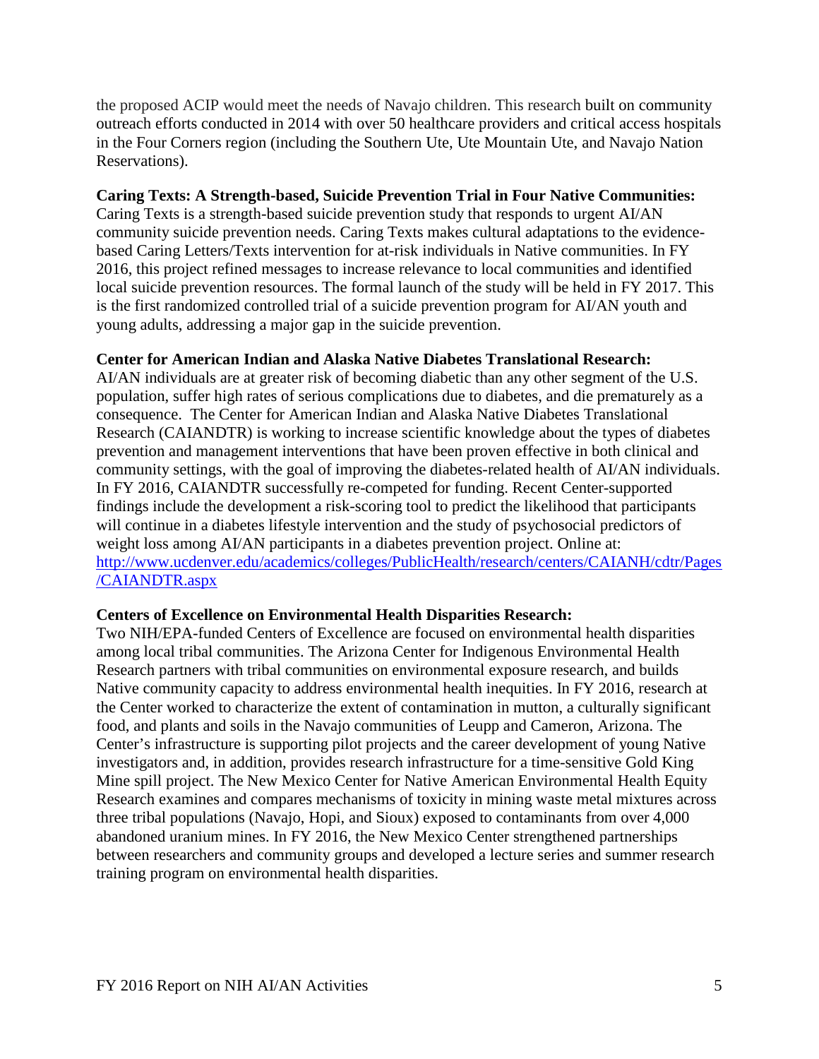the proposed ACIP would meet the needs of Navajo children. This research built on community outreach efforts conducted in 2014 with over 50 healthcare providers and critical access hospitals in the Four Corners region (including the Southern Ute, Ute Mountain Ute, and Navajo Nation Reservations).

**Caring Texts: A Strength-based, Suicide Prevention Trial in Four Native Communities:** Caring Texts is a strength-based suicide prevention study that responds to urgent AI/AN community suicide prevention needs. Caring Texts makes cultural adaptations to the evidence-based Caring Letters/Texts intervention for at-risk individuals in Native communities. In FY 2016, this project refined messages to increase relevance to local communities and identified local suicide prevention resources. The formal launch of the study will be held in FY 2017. This is the first randomized controlled trial of a suicide prevention program for AI/AN youth and young adults, addressing a major gap in the suicide prevention.

**Center for American Indian and Alaska Native Diabetes Translational Research:** AI/AN individuals are at greater risk of becoming diabetic than any other segment of the U.S. population, suffer high rates of serious complications due to diabetes, and die prematurely as a consequence. The Center for American Indian and Alaska Native Diabetes Translational Research (CAIANDTR) is working to increase scientific knowledge about the types of diabetes prevention and management interventions that have been proven effective in both clinical and community settings, with the goal of improving the diabetes-related health of AI/AN individuals. In FY 2016, CAIANDTR successfully re-competed for funding. Recent Center-supported findings include the development a risk-scoring tool to predict the likelihood that participants will continue in a diabetes lifestyle intervention and the study of psychosocial predictors of weight loss among AI/AN participants in a diabetes prevention project. Online at: [http://www.ucdenver.edu/academics/colleges/PublicHealth/research/centers/CAIANH/cdtr/Pages/CAIANDTR.aspx](http://www.ucdenver.edu/academics/colleges/PublicHealth/research/centers/CAIANH/cdtr/Pages/CAIANDTR.aspx)

**Centers of Excellence on Environmental Health Disparities Research:** Two NIH/EPA-funded Centers of Excellence are focused on environmental health disparities among local tribal communities. The Arizona Center for Indigenous Environmental Health Research partners with tribal communities on environmental exposure research, and builds Native community capacity to address environmental health inequities. In FY 2016, research at the Center worked to characterize the extent of contamination in mutton, a culturally significant food, and plants and soils in the Navajo communities of Leupp and Cameron, Arizona. The Center's infrastructure is supporting pilot projects and the career development of young Native investigators and, in addition, provides research infrastructure for a time-sensitive Gold King Mine spill project. The New Mexico Center for Native American Environmental Health Equity Research examines and compares mechanisms of toxicity in mining waste metal mixtures across three tribal populations (Navajo, Hopi, and Sioux) exposed to contaminants from over 4,000 abandoned uranium mines. In FY 2016, the New Mexico Center strengthened partnerships between researchers and community groups and developed a lecture series and summer research training program on environmental health disparities.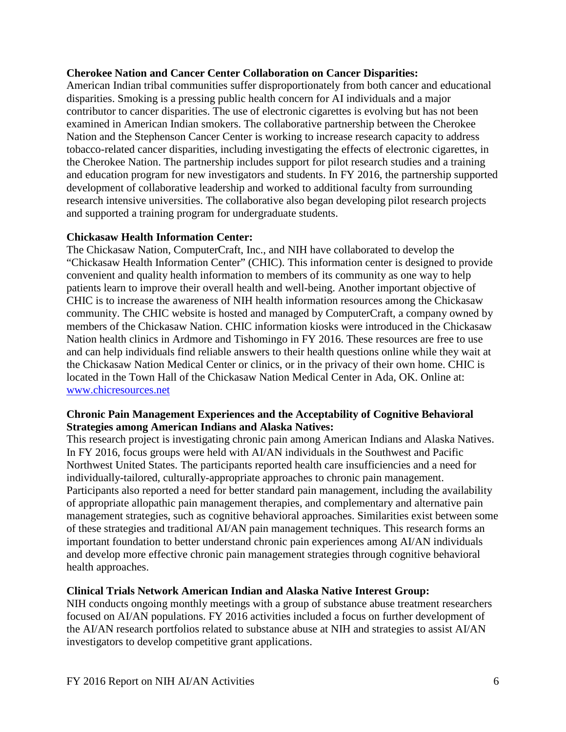**Cherokee Nation and Cancer Center Collaboration on Cancer Disparities:**
American Indian tribal communities suffer disproportionately from both cancer and educational disparities. Smoking is a pressing public health concern for AI individuals and a major contributor to cancer disparities. The use of electronic cigarettes is evolving but has not been examined in American Indian smokers. The collaborative partnership between the Cherokee Nation and the Stephenson Cancer Center is working to increase research capacity to address tobacco-related cancer disparities, including investigating the effects of electronic cigarettes, in the Cherokee Nation. The partnership includes support for pilot research studies and a training and education program for new investigators and students. In FY 2016, the partnership supported development of collaborative leadership and worked to additional faculty from surrounding research intensive universities. The collaborative also began developing pilot research projects and supported a training program for undergraduate students.

**Chickasaw Health Information Center:**
The Chickasaw Nation, ComputerCraft, Inc., and NIH have collaborated to develop the "Chickasaw Health Information Center" (CHIC). This information center is designed to provide convenient and quality health information to members of its community as one way to help patients learn to improve their overall health and well-being. Another important objective of CHIC is to increase the awareness of NIH health information resources among the Chickasaw community. The CHIC website is hosted and managed by ComputerCraft, a company owned by members of the Chickasaw Nation. CHIC information kiosks were introduced in the Chickasaw Nation health clinics in Ardmore and Tishomingo in FY 2016. These resources are free to use and can help individuals find reliable answers to their health questions online while they wait at the Chickasaw Nation Medical Center or clinics, or in the privacy of their own home. CHIC is located in the Town Hall of the Chickasaw Nation Medical Center in Ada, OK. Online at: [www.chicresources.net](www.chicresources.net)

**Chronic Pain Management Experiences and the Acceptability of Cognitive Behavioral Strategies among American Indians and Alaska Natives:**
This research project is investigating chronic pain among American Indians and Alaska Natives. In FY 2016, focus groups were held with AI/AN individuals in the Southwest and Pacific Northwest United States. The participants reported health care insufficiencies and a need for individually-tailored, culturally-appropriate approaches to chronic pain management. Participants also reported a need for better standard pain management, including the availability of appropriate allopathic pain management therapies, and complementary and alternative pain management strategies, such as cognitive behavioral approaches. Similarities exist between some of these strategies and traditional AI/AN pain management techniques. This research forms an important foundation to better understand chronic pain experiences among AI/AN individuals and develop more effective chronic pain management strategies through cognitive behavioral health approaches.

**Clinical Trials Network American Indian and Alaska Native Interest Group:**
NIH conducts ongoing monthly meetings with a group of substance abuse treatment researchers focused on AI/AN populations. FY 2016 activities included a focus on further development of the AI/AN research portfolios related to substance abuse at NIH and strategies to assist AI/AN investigators to develop competitive grant applications.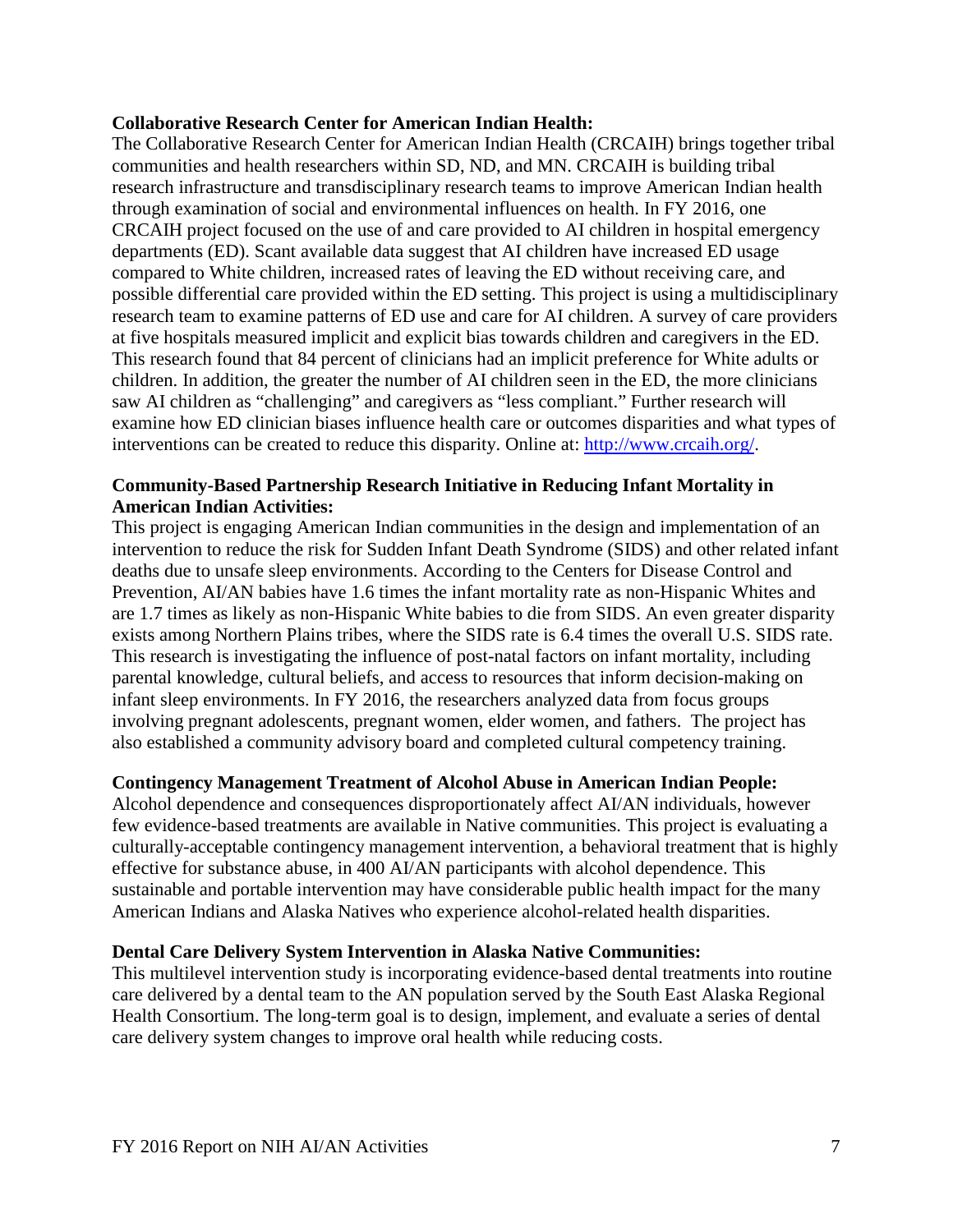**Collaborative Research Center for American Indian Health:**

The Collaborative Research Center for American Indian Health (CRCAIH) brings together tribal communities and health researchers within SD, ND, and MN. CRCAIH is building tribal research infrastructure and transdisciplinary research teams to improve American Indian health through examination of social and environmental influences on health. In FY 2016, one CRCAIH project focused on the use of and care provided to AI children in hospital emergency departments (ED). Scant available data suggest that AI children have increased ED usage compared to White children, increased rates of leaving the ED without receiving care, and possible differential care provided within the ED setting. This project is using a multidisciplinary research team to examine patterns of ED use and care for AI children. A survey of care providers at five hospitals measured implicit and explicit bias towards children and caregivers in the ED. This research found that 84 percent of clinicians had an implicit preference for White adults or children. In addition, the greater the number of AI children seen in the ED, the more clinicians saw AI children as "challenging" and caregivers as "less compliant." Further research will examine how ED clinician biases influence health care or outcomes disparities and what types of interventions can be created to reduce this disparity. Online at: [http://www.crcaih.org/](http://www.crcaih.org/).

**Community-Based Partnership Research Initiative in Reducing Infant Mortality in American Indian Activities:**

This project is engaging American Indian communities in the design and implementation of an intervention to reduce the risk for Sudden Infant Death Syndrome (SIDS) and other related infant deaths due to unsafe sleep environments. According to the Centers for Disease Control and Prevention, AI/AN babies have 1.6 times the infant mortality rate as non-Hispanic Whites and are 1.7 times as likely as non-Hispanic White babies to die from SIDS. An even greater disparity exists among Northern Plains tribes, where the SIDS rate is 6.4 times the overall U.S. SIDS rate. This research is investigating the influence of post-natal factors on infant mortality, including parental knowledge, cultural beliefs, and access to resources that inform decision-making on infant sleep environments. In FY 2016, the researchers analyzed data from focus groups involving pregnant adolescents, pregnant women, elder women, and fathers. The project has also established a community advisory board and completed cultural competency training.

**Contingency Management Treatment of Alcohol Abuse in American Indian People:**

Alcohol dependence and consequences disproportionately affect AI/AN individuals, however few evidence-based treatments are available in Native communities. This project is evaluating a culturally-acceptable contingency management intervention, a behavioral treatment that is highly effective for substance abuse, in 400 AI/AN participants with alcohol dependence. This sustainable and portable intervention may have considerable public health impact for the many American Indians and Alaska Natives who experience alcohol-related health disparities.

**Dental Care Delivery System Intervention in Alaska Native Communities:**

This multilevel intervention study is incorporating evidence-based dental treatments into routine care delivered by a dental team to the AN population served by the South East Alaska Regional Health Consortium. The long-term goal is to design, implement, and evaluate a series of dental care delivery system changes to improve oral health while reducing costs.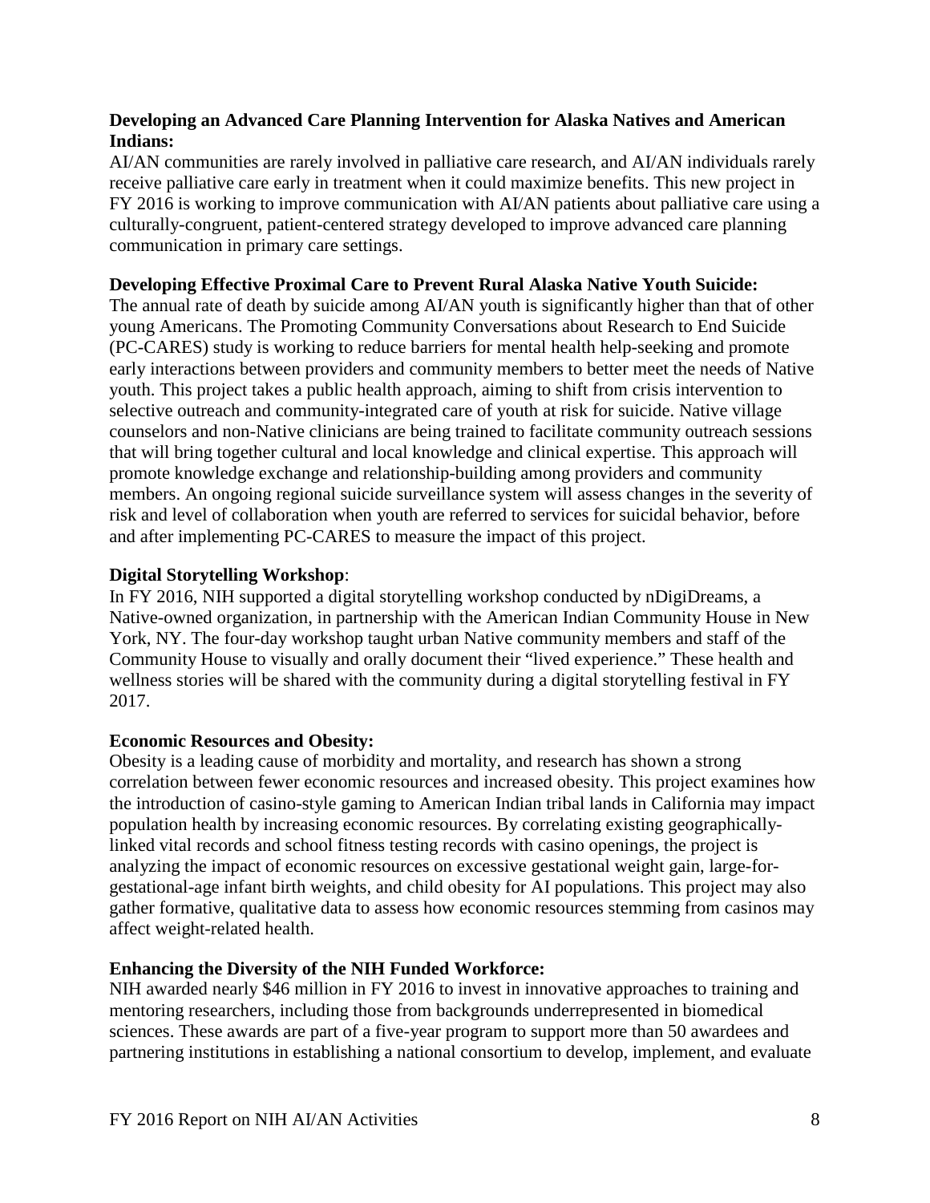**Developing an Advanced Care Planning Intervention for Alaska Natives and American Indians:**
AI/AN communities are rarely involved in palliative care research, and AI/AN individuals rarely receive palliative care early in treatment when it could maximize benefits. This new project in FY 2016 is working to improve communication with AI/AN patients about palliative care using a culturally-congruent, patient-centered strategy developed to improve advanced care planning communication in primary care settings.

**Developing Effective Proximal Care to Prevent Rural Alaska Native Youth Suicide:**
The annual rate of death by suicide among AI/AN youth is significantly higher than that of other young Americans. The Promoting Community Conversations about Research to End Suicide (PC-CARES) study is working to reduce barriers for mental health help-seeking and promote early interactions between providers and community members to better meet the needs of Native youth. This project takes a public health approach, aiming to shift from crisis intervention to selective outreach and community-integrated care of youth at risk for suicide. Native village counselors and non-Native clinicians are being trained to facilitate community outreach sessions that will bring together cultural and local knowledge and clinical expertise. This approach will promote knowledge exchange and relationship-building among providers and community members. An ongoing regional suicide surveillance system will assess changes in the severity of risk and level of collaboration when youth are referred to services for suicidal behavior, before and after implementing PC-CARES to measure the impact of this project.

**Digital Storytelling Workshop**:
In FY 2016, NIH supported a digital storytelling workshop conducted by nDigiDreams, a Native-owned organization, in partnership with the American Indian Community House in New York, NY. The four-day workshop taught urban Native community members and staff of the Community House to visually and orally document their "lived experience." These health and wellness stories will be shared with the community during a digital storytelling festival in FY 2017.

**Economic Resources and Obesity:**
Obesity is a leading cause of morbidity and mortality, and research has shown a strong correlation between fewer economic resources and increased obesity. This project examines how the introduction of casino-style gaming to American Indian tribal lands in California may impact population health by increasing economic resources. By correlating existing geographically-linked vital records and school fitness testing records with casino openings, the project is analyzing the impact of economic resources on excessive gestational weight gain, large-for-gestational-age infant birth weights, and child obesity for AI populations. This project may also gather formative, qualitative data to assess how economic resources stemming from casinos may affect weight-related health.

**Enhancing the Diversity of the NIH Funded Workforce:**
NIH awarded nearly $46 million in FY 2016 to invest in innovative approaches to training and mentoring researchers, including those from backgrounds underrepresented in biomedical sciences. These awards are part of a five-year program to support more than 50 awardees and partnering institutions in establishing a national consortium to develop, implement, and evaluate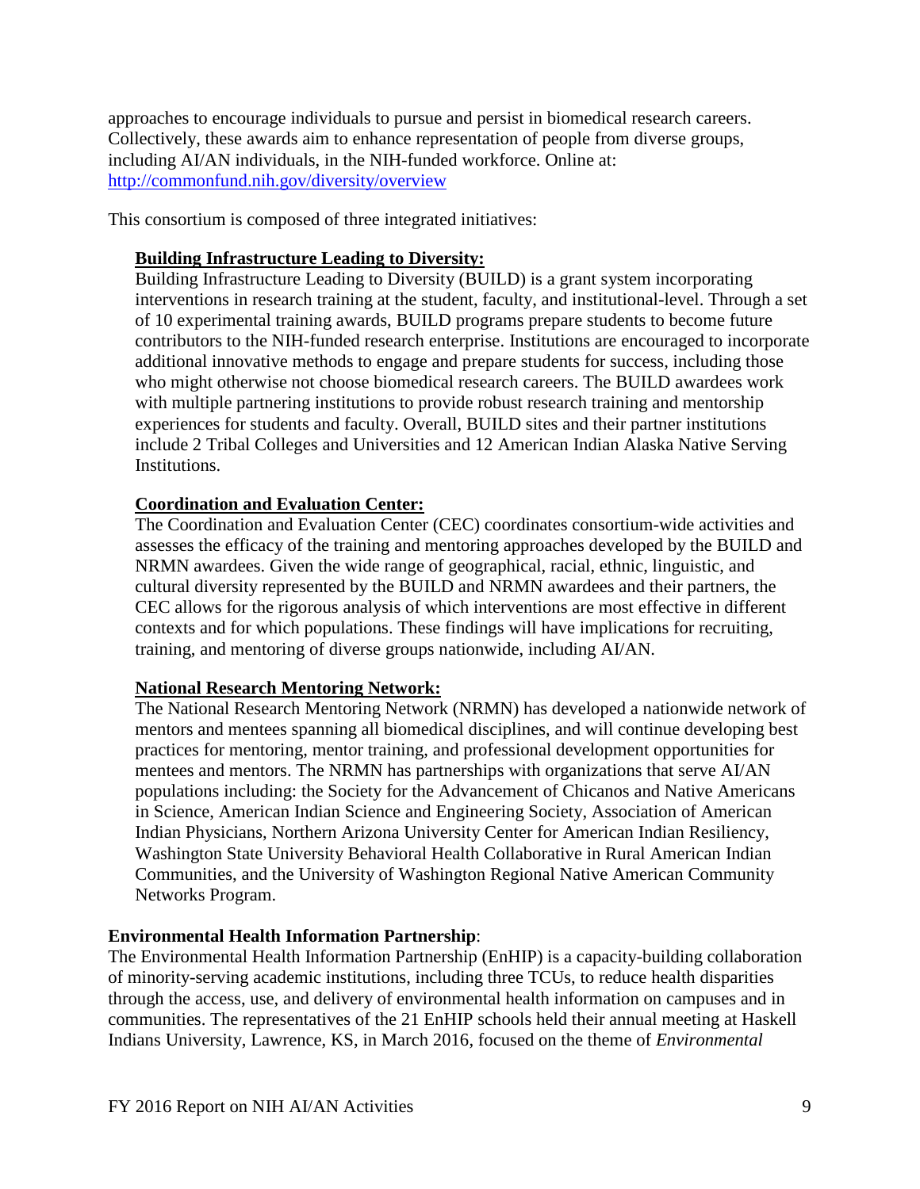approaches to encourage individuals to pursue and persist in biomedical research careers. Collectively, these awards aim to enhance representation of people from diverse groups, including AI/AN individuals, in the NIH-funded workforce. Online at: http://commonfund.nih.gov/diversity/overview

This consortium is composed of three integrated initiatives:

**Building Infrastructure Leading to Diversity:**
Building Infrastructure Leading to Diversity (BUILD) is a grant system incorporating interventions in research training at the student, faculty, and institutional-level. Through a set of 10 experimental training awards, BUILD programs prepare students to become future contributors to the NIH-funded research enterprise. Institutions are encouraged to incorporate additional innovative methods to engage and prepare students for success, including those who might otherwise not choose biomedical research careers. The BUILD awardees work with multiple partnering institutions to provide robust research training and mentorship experiences for students and faculty. Overall, BUILD sites and their partner institutions include 2 Tribal Colleges and Universities and 12 American Indian Alaska Native Serving Institutions.

**Coordination and Evaluation Center:**
The Coordination and Evaluation Center (CEC) coordinates consortium-wide activities and assesses the efficacy of the training and mentoring approaches developed by the BUILD and NRMN awardees. Given the wide range of geographical, racial, ethnic, linguistic, and cultural diversity represented by the BUILD and NRMN awardees and their partners, the CEC allows for the rigorous analysis of which interventions are most effective in different contexts and for which populations. These findings will have implications for recruiting, training, and mentoring of diverse groups nationwide, including AI/AN.

**National Research Mentoring Network:**
The National Research Mentoring Network (NRMN) has developed a nationwide network of mentors and mentees spanning all biomedical disciplines, and will continue developing best practices for mentoring, mentor training, and professional development opportunities for mentees and mentors. The NRMN has partnerships with organizations that serve AI/AN populations including: the Society for the Advancement of Chicanos and Native Americans in Science, American Indian Science and Engineering Society, Association of American Indian Physicians, Northern Arizona University Center for American Indian Resiliency, Washington State University Behavioral Health Collaborative in Rural American Indian Communities, and the University of Washington Regional Native American Community Networks Program.

**Environmental Health Information Partnership**:
The Environmental Health Information Partnership (EnHIP) is a capacity-building collaboration of minority-serving academic institutions, including three TCUs, to reduce health disparities through the access, use, and delivery of environmental health information on campuses and in communities. The representatives of the 21 EnHIP schools held their annual meeting at Haskell Indians University, Lawrence, KS, in March 2016, focused on the theme of *Environmental*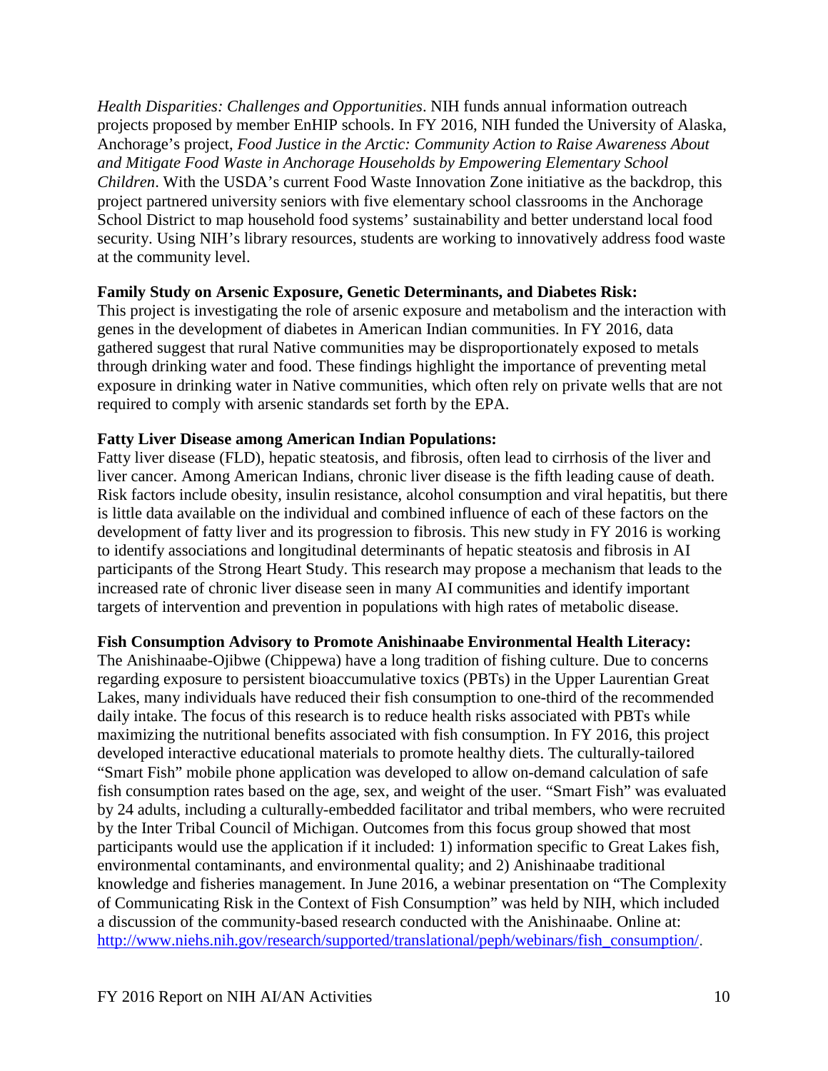*Health Disparities: Challenges and Opportunities*. NIH funds annual information outreach projects proposed by member EnHIP schools. In FY 2016, NIH funded the University of Alaska, Anchorage's project, *Food Justice in the Arctic: Community Action to Raise Awareness About and Mitigate Food Waste in Anchorage Households by Empowering Elementary School Children*. With the USDA's current Food Waste Innovation Zone initiative as the backdrop, this project partnered university seniors with five elementary school classrooms in the Anchorage School District to map household food systems' sustainability and better understand local food security. Using NIH's library resources, students are working to innovatively address food waste at the community level.

**Family Study on Arsenic Exposure, Genetic Determinants, and Diabetes Risk:**
This project is investigating the role of arsenic exposure and metabolism and the interaction with genes in the development of diabetes in American Indian communities. In FY 2016, data gathered suggest that rural Native communities may be disproportionately exposed to metals through drinking water and food. These findings highlight the importance of preventing metal exposure in drinking water in Native communities, which often rely on private wells that are not required to comply with arsenic standards set forth by the EPA.

**Fatty Liver Disease among American Indian Populations:**
Fatty liver disease (FLD), hepatic steatosis, and fibrosis, often lead to cirrhosis of the liver and liver cancer. Among American Indians, chronic liver disease is the fifth leading cause of death. Risk factors include obesity, insulin resistance, alcohol consumption and viral hepatitis, but there is little data available on the individual and combined influence of each of these factors on the development of fatty liver and its progression to fibrosis. This new study in FY 2016 is working to identify associations and longitudinal determinants of hepatic steatosis and fibrosis in AI participants of the Strong Heart Study. This research may propose a mechanism that leads to the increased rate of chronic liver disease seen in many AI communities and identify important targets of intervention and prevention in populations with high rates of metabolic disease.

**Fish Consumption Advisory to Promote Anishinaabe Environmental Health Literacy:**
The Anishinaabe-Ojibwe (Chippewa) have a long tradition of fishing culture. Due to concerns regarding exposure to persistent bioaccumulative toxics (PBTs) in the Upper Laurentian Great Lakes, many individuals have reduced their fish consumption to one-third of the recommended daily intake. The focus of this research is to reduce health risks associated with PBTs while maximizing the nutritional benefits associated with fish consumption. In FY 2016, this project developed interactive educational materials to promote healthy diets. The culturally-tailored "Smart Fish" mobile phone application was developed to allow on-demand calculation of safe fish consumption rates based on the age, sex, and weight of the user. "Smart Fish" was evaluated by 24 adults, including a culturally-embedded facilitator and tribal members, who were recruited by the Inter Tribal Council of Michigan. Outcomes from this focus group showed that most participants would use the application if it included: 1) information specific to Great Lakes fish, environmental contaminants, and environmental quality; and 2) Anishinaabe traditional knowledge and fisheries management. In June 2016, a webinar presentation on "The Complexity of Communicating Risk in the Context of Fish Consumption" was held by NIH, which included a discussion of the community-based research conducted with the Anishinaabe. Online at: [http://www.niehs.nih.gov/research/supported/translational/peph/webinars/fish_consumption/](http://www.niehs.nih.gov/research/supported/translational/peph/webinars/fish_consumption/).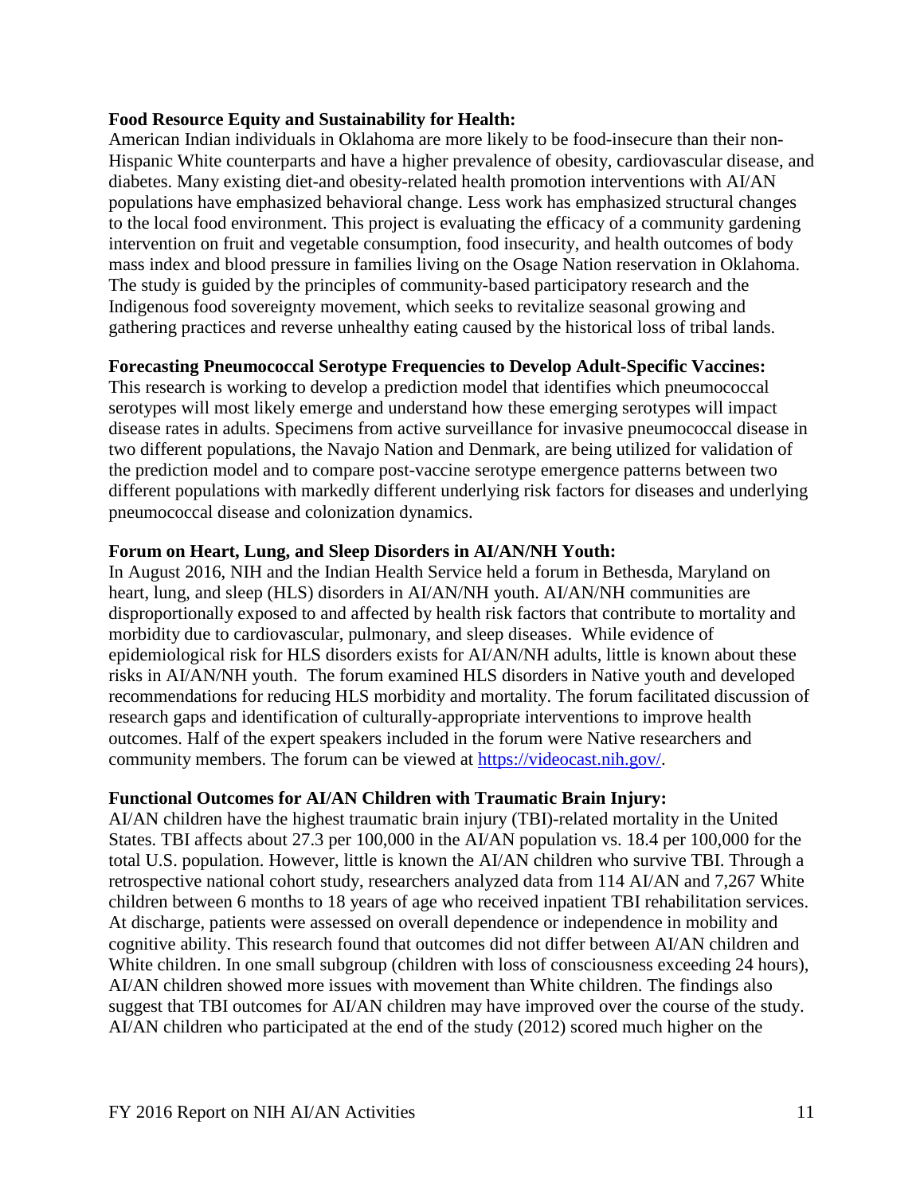**Food Resource Equity and Sustainability for Health:**

American Indian individuals in Oklahoma are more likely to be food-insecure than their non-Hispanic White counterparts and have a higher prevalence of obesity, cardiovascular disease, and diabetes. Many existing diet-and obesity-related health promotion interventions with AI/AN populations have emphasized behavioral change. Less work has emphasized structural changes to the local food environment. This project is evaluating the efficacy of a community gardening intervention on fruit and vegetable consumption, food insecurity, and health outcomes of body mass index and blood pressure in families living on the Osage Nation reservation in Oklahoma. The study is guided by the principles of community-based participatory research and the Indigenous food sovereignty movement, which seeks to revitalize seasonal growing and gathering practices and reverse unhealthy eating caused by the historical loss of tribal lands.

**Forecasting Pneumococcal Serotype Frequencies to Develop Adult-Specific Vaccines:**

This research is working to develop a prediction model that identifies which pneumococcal serotypes will most likely emerge and understand how these emerging serotypes will impact disease rates in adults. Specimens from active surveillance for invasive pneumococcal disease in two different populations, the Navajo Nation and Denmark, are being utilized for validation of the prediction model and to compare post-vaccine serotype emergence patterns between two different populations with markedly different underlying risk factors for diseases and underlying pneumococcal disease and colonization dynamics.

**Forum on Heart, Lung, and Sleep Disorders in AI/AN/NH Youth:**

In August 2016, NIH and the Indian Health Service held a forum in Bethesda, Maryland on heart, lung, and sleep (HLS) disorders in AI/AN/NH youth. AI/AN/NH communities are disproportionally exposed to and affected by health risk factors that contribute to mortality and morbidity due to cardiovascular, pulmonary, and sleep diseases. While evidence of epidemiological risk for HLS disorders exists for AI/AN/NH adults, little is known about these risks in AI/AN/NH youth. The forum examined HLS disorders in Native youth and developed recommendations for reducing HLS morbidity and mortality. The forum facilitated discussion of research gaps and identification of culturally-appropriate interventions to improve health outcomes. Half of the expert speakers included in the forum were Native researchers and community members. The forum can be viewed at [https://videocast.nih.gov/](https://videocast.nih.gov/).

**Functional Outcomes for AI/AN Children with Traumatic Brain Injury:**

AI/AN children have the highest traumatic brain injury (TBI)-related mortality in the United States. TBI affects about 27.3 per 100,000 in the AI/AN population vs. 18.4 per 100,000 for the total U.S. population. However, little is known the AI/AN children who survive TBI. Through a retrospective national cohort study, researchers analyzed data from 114 AI/AN and 7,267 White children between 6 months to 18 years of age who received inpatient TBI rehabilitation services. At discharge, patients were assessed on overall dependence or independence in mobility and cognitive ability. This research found that outcomes did not differ between AI/AN children and White children. In one small subgroup (children with loss of consciousness exceeding 24 hours), AI/AN children showed more issues with movement than White children. The findings also suggest that TBI outcomes for AI/AN children may have improved over the course of the study. AI/AN children who participated at the end of the study (2012) scored much higher on the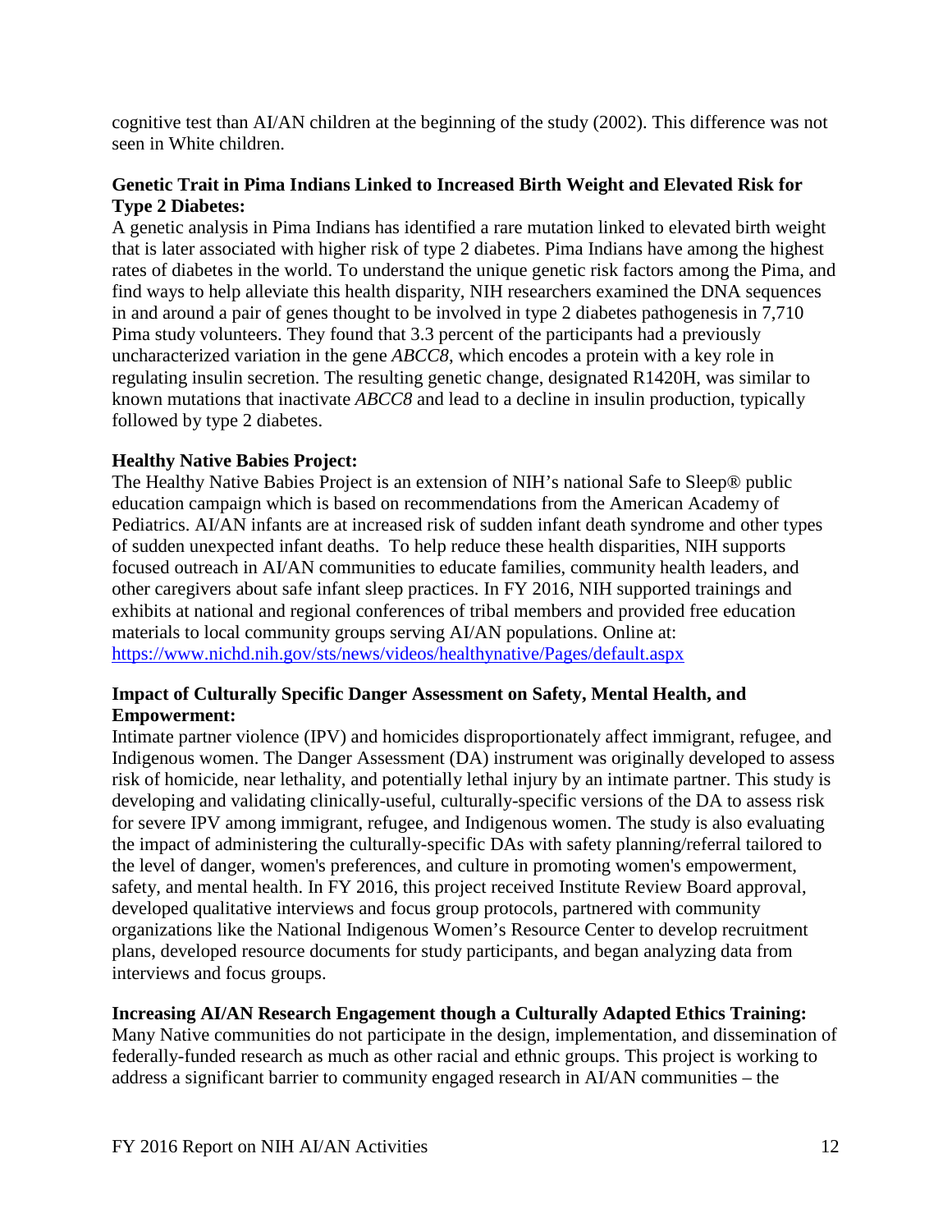cognitive test than AI/AN children at the beginning of the study (2002). This difference was not seen in White children.

**Genetic Trait in Pima Indians Linked to Increased Birth Weight and Elevated Risk for Type 2 Diabetes:**
A genetic analysis in Pima Indians has identified a rare mutation linked to elevated birth weight that is later associated with higher risk of type 2 diabetes. Pima Indians have among the highest rates of diabetes in the world. To understand the unique genetic risk factors among the Pima, and find ways to help alleviate this health disparity, NIH researchers examined the DNA sequences in and around a pair of genes thought to be involved in type 2 diabetes pathogenesis in 7,710 Pima study volunteers. They found that 3.3 percent of the participants had a previously uncharacterized variation in the gene *ABCC8*, which encodes a protein with a key role in regulating insulin secretion. The resulting genetic change, designated R1420H, was similar to known mutations that inactivate *ABCC8* and lead to a decline in insulin production, typically followed by type 2 diabetes.

**Healthy Native Babies Project:**
The Healthy Native Babies Project is an extension of NIH's national Safe to Sleep® public education campaign which is based on recommendations from the American Academy of Pediatrics. AI/AN infants are at increased risk of sudden infant death syndrome and other types of sudden unexpected infant deaths. To help reduce these health disparities, NIH supports focused outreach in AI/AN communities to educate families, community health leaders, and other caregivers about safe infant sleep practices. In FY 2016, NIH supported trainings and exhibits at national and regional conferences of tribal members and provided free education materials to local community groups serving AI/AN populations. Online at: https://www.nichd.nih.gov/sts/news/videos/healthynative/Pages/default.aspx

**Impact of Culturally Specific Danger Assessment on Safety, Mental Health, and Empowerment:**
Intimate partner violence (IPV) and homicides disproportionately affect immigrant, refugee, and Indigenous women. The Danger Assessment (DA) instrument was originally developed to assess risk of homicide, near lethality, and potentially lethal injury by an intimate partner. This study is developing and validating clinically-useful, culturally-specific versions of the DA to assess risk for severe IPV among immigrant, refugee, and Indigenous women. The study is also evaluating the impact of administering the culturally-specific DAs with safety planning/referral tailored to the level of danger, women's preferences, and culture in promoting women's empowerment, safety, and mental health. In FY 2016, this project received Institute Review Board approval, developed qualitative interviews and focus group protocols, partnered with community organizations like the National Indigenous Women's Resource Center to develop recruitment plans, developed resource documents for study participants, and began analyzing data from interviews and focus groups.

**Increasing AI/AN Research Engagement though a Culturally Adapted Ethics Training:**
Many Native communities do not participate in the design, implementation, and dissemination of federally-funded research as much as other racial and ethnic groups. This project is working to address a significant barrier to community engaged research in AI/AN communities – the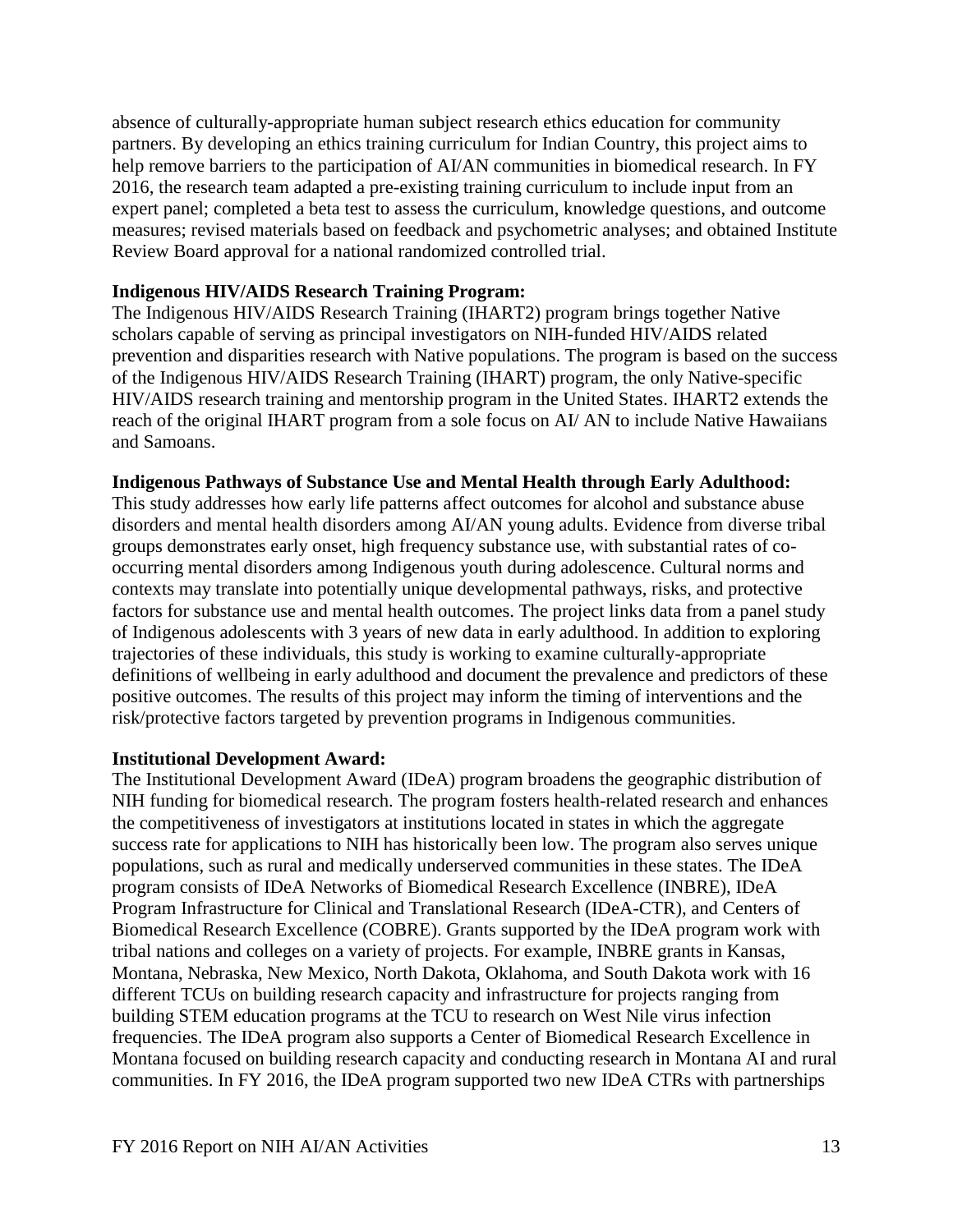absence of culturally-appropriate human subject research ethics education for community partners. By developing an ethics training curriculum for Indian Country, this project aims to help remove barriers to the participation of AI/AN communities in biomedical research. In FY 2016, the research team adapted a pre-existing training curriculum to include input from an expert panel; completed a beta test to assess the curriculum, knowledge questions, and outcome measures; revised materials based on feedback and psychometric analyses; and obtained Institute Review Board approval for a national randomized controlled trial.

**Indigenous HIV/AIDS Research Training Program:**
The Indigenous HIV/AIDS Research Training (IHART2) program brings together Native scholars capable of serving as principal investigators on NIH-funded HIV/AIDS related prevention and disparities research with Native populations. The program is based on the success of the Indigenous HIV/AIDS Research Training (IHART) program, the only Native-specific HIV/AIDS research training and mentorship program in the United States. IHART2 extends the reach of the original IHART program from a sole focus on AI/ AN to include Native Hawaiians and Samoans.

**Indigenous Pathways of Substance Use and Mental Health through Early Adulthood:**
This study addresses how early life patterns affect outcomes for alcohol and substance abuse disorders and mental health disorders among AI/AN young adults. Evidence from diverse tribal groups demonstrates early onset, high frequency substance use, with substantial rates of co-occurring mental disorders among Indigenous youth during adolescence. Cultural norms and contexts may translate into potentially unique developmental pathways, risks, and protective factors for substance use and mental health outcomes. The project links data from a panel study of Indigenous adolescents with 3 years of new data in early adulthood. In addition to exploring trajectories of these individuals, this study is working to examine culturally-appropriate definitions of wellbeing in early adulthood and document the prevalence and predictors of these positive outcomes. The results of this project may inform the timing of interventions and the risk/protective factors targeted by prevention programs in Indigenous communities.

**Institutional Development Award:**
The Institutional Development Award (IDeA) program broadens the geographic distribution of NIH funding for biomedical research. The program fosters health-related research and enhances the competitiveness of investigators at institutions located in states in which the aggregate success rate for applications to NIH has historically been low. The program also serves unique populations, such as rural and medically underserved communities in these states. The IDeA program consists of IDeA Networks of Biomedical Research Excellence (INBRE), IDeA Program Infrastructure for Clinical and Translational Research (IDeA-CTR), and Centers of Biomedical Research Excellence (COBRE). Grants supported by the IDeA program work with tribal nations and colleges on a variety of projects. For example, INBRE grants in Kansas, Montana, Nebraska, New Mexico, North Dakota, Oklahoma, and South Dakota work with 16 different TCUs on building research capacity and infrastructure for projects ranging from building STEM education programs at the TCU to research on West Nile virus infection frequencies. The IDeA program also supports a Center of Biomedical Research Excellence in Montana focused on building research capacity and conducting research in Montana AI and rural communities. In FY 2016, the IDeA program supported two new IDeA CTRs with partnerships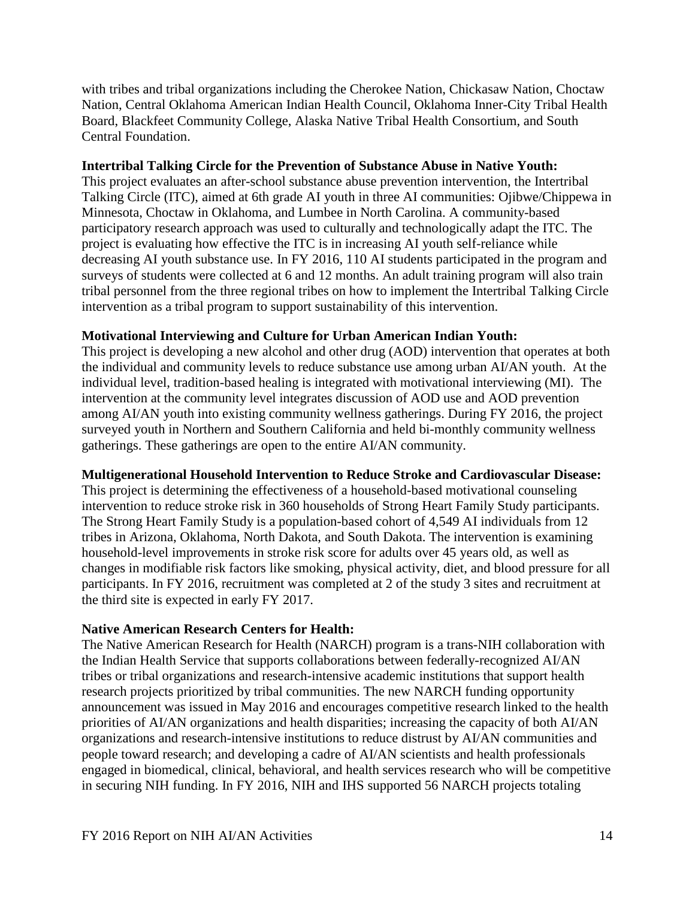with tribes and tribal organizations including the Cherokee Nation, Chickasaw Nation, Choctaw Nation, Central Oklahoma American Indian Health Council, Oklahoma Inner-City Tribal Health Board, Blackfeet Community College, Alaska Native Tribal Health Consortium, and South Central Foundation.

**Intertribal Talking Circle for the Prevention of Substance Abuse in Native Youth:**
This project evaluates an after-school substance abuse prevention intervention, the Intertribal Talking Circle (ITC), aimed at 6th grade AI youth in three AI communities: Ojibwe/Chippewa in Minnesota, Choctaw in Oklahoma, and Lumbee in North Carolina. A community-based participatory research approach was used to culturally and technologically adapt the ITC. The project is evaluating how effective the ITC is in increasing AI youth self-reliance while decreasing AI youth substance use. In FY 2016, 110 AI students participated in the program and surveys of students were collected at 6 and 12 months. An adult training program will also train tribal personnel from the three regional tribes on how to implement the Intertribal Talking Circle intervention as a tribal program to support sustainability of this intervention.

**Motivational Interviewing and Culture for Urban American Indian Youth:**
This project is developing a new alcohol and other drug (AOD) intervention that operates at both the individual and community levels to reduce substance use among urban AI/AN youth. At the individual level, tradition-based healing is integrated with motivational interviewing (MI). The intervention at the community level integrates discussion of AOD use and AOD prevention among AI/AN youth into existing community wellness gatherings. During FY 2016, the project surveyed youth in Northern and Southern California and held bi-monthly community wellness gatherings. These gatherings are open to the entire AI/AN community.

**Multigenerational Household Intervention to Reduce Stroke and Cardiovascular Disease:**
This project is determining the effectiveness of a household-based motivational counseling intervention to reduce stroke risk in 360 households of Strong Heart Family Study participants. The Strong Heart Family Study is a population-based cohort of 4,549 AI individuals from 12 tribes in Arizona, Oklahoma, North Dakota, and South Dakota. The intervention is examining household-level improvements in stroke risk score for adults over 45 years old, as well as changes in modifiable risk factors like smoking, physical activity, diet, and blood pressure for all participants. In FY 2016, recruitment was completed at 2 of the study 3 sites and recruitment at the third site is expected in early FY 2017.

**Native American Research Centers for Health:**
The Native American Research for Health (NARCH) program is a trans-NIH collaboration with the Indian Health Service that supports collaborations between federally-recognized AI/AN tribes or tribal organizations and research-intensive academic institutions that support health research projects prioritized by tribal communities. The new NARCH funding opportunity announcement was issued in May 2016 and encourages competitive research linked to the health priorities of AI/AN organizations and health disparities; increasing the capacity of both AI/AN organizations and research-intensive institutions to reduce distrust by AI/AN communities and people toward research; and developing a cadre of AI/AN scientists and health professionals engaged in biomedical, clinical, behavioral, and health services research who will be competitive in securing NIH funding. In FY 2016, NIH and IHS supported 56 NARCH projects totaling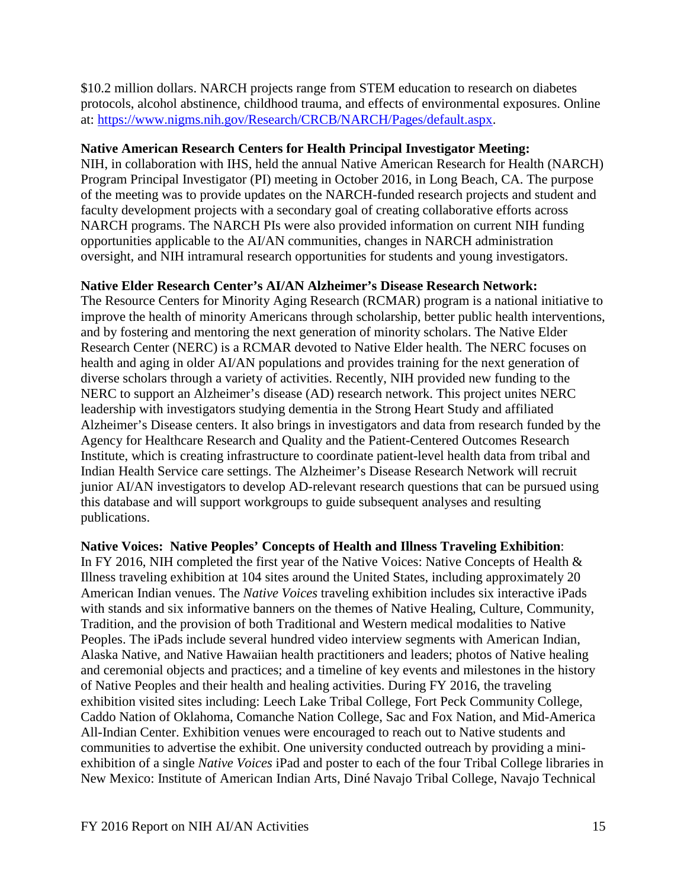$10.2 million dollars. NARCH projects range from STEM education to research on diabetes protocols, alcohol abstinence, childhood trauma, and effects of environmental exposures. Online at: [https://www.nigms.nih.gov/Research/CRCB/NARCH/Pages/default.aspx](https://www.nigms.nih.gov/Research/CRCB/NARCH/Pages/default.aspx).

**Native American Research Centers for Health Principal Investigator Meeting:**
NIH, in collaboration with IHS, held the annual Native American Research for Health (NARCH) Program Principal Investigator (PI) meeting in October 2016, in Long Beach, CA. The purpose of the meeting was to provide updates on the NARCH-funded research projects and student and faculty development projects with a secondary goal of creating collaborative efforts across NARCH programs. The NARCH PIs were also provided information on current NIH funding opportunities applicable to the AI/AN communities, changes in NARCH administration oversight, and NIH intramural research opportunities for students and young investigators.

**Native Elder Research Center's AI/AN Alzheimer's Disease Research Network:**
The Resource Centers for Minority Aging Research (RCMAR) program is a national initiative to improve the health of minority Americans through scholarship, better public health interventions, and by fostering and mentoring the next generation of minority scholars. The Native Elder Research Center (NERC) is a RCMAR devoted to Native Elder health. The NERC focuses on health and aging in older AI/AN populations and provides training for the next generation of diverse scholars through a variety of activities. Recently, NIH provided new funding to the NERC to support an Alzheimer's disease (AD) research network. This project unites NERC leadership with investigators studying dementia in the Strong Heart Study and affiliated Alzheimer's Disease centers. It also brings in investigators and data from research funded by the Agency for Healthcare Research and Quality and the Patient-Centered Outcomes Research Institute, which is creating infrastructure to coordinate patient-level health data from tribal and Indian Health Service care settings. The Alzheimer's Disease Research Network will recruit junior AI/AN investigators to develop AD-relevant research questions that can be pursued using this database and will support workgroups to guide subsequent analyses and resulting publications.

**Native Voices: Native Peoples' Concepts of Health and Illness Traveling Exhibition**:
In FY 2016, NIH completed the first year of the Native Voices: Native Concepts of Health & Illness traveling exhibition at 104 sites around the United States, including approximately 20 American Indian venues. The *Native Voices* traveling exhibition includes six interactive iPads with stands and six informative banners on the themes of Native Healing, Culture, Community, Tradition, and the provision of both Traditional and Western medical modalities to Native Peoples. The iPads include several hundred video interview segments with American Indian, Alaska Native, and Native Hawaiian health practitioners and leaders; photos of Native healing and ceremonial objects and practices; and a timeline of key events and milestones in the history of Native Peoples and their health and healing activities. During FY 2016, the traveling exhibition visited sites including: Leech Lake Tribal College, Fort Peck Community College, Caddo Nation of Oklahoma, Comanche Nation College, Sac and Fox Nation, and Mid-America All-Indian Center. Exhibition venues were encouraged to reach out to Native students and communities to advertise the exhibit. One university conducted outreach by providing a mini-exhibition of a single *Native Voices* iPad and poster to each of the four Tribal College libraries in New Mexico: Institute of American Indian Arts, Diné Navajo Tribal College, Navajo Technical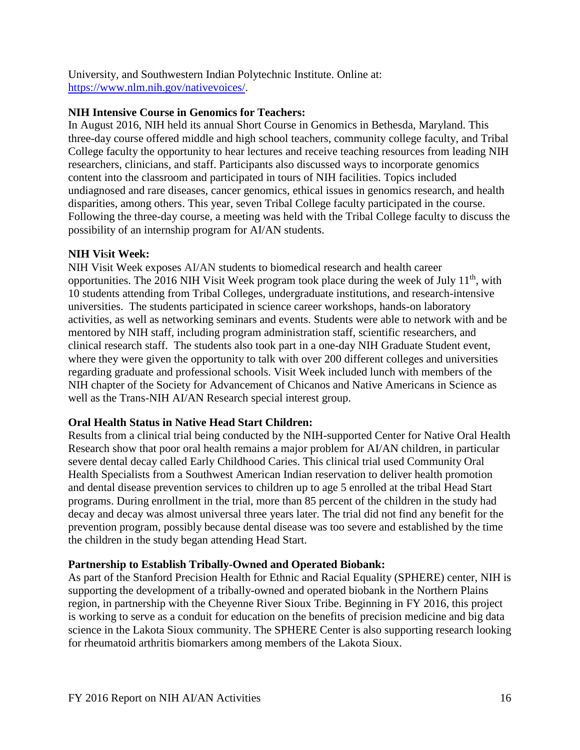University, and Southwestern Indian Polytechnic Institute. Online at: https://www.nlm.nih.gov/nativevoices/.

**NIH Intensive Course in Genomics for Teachers:**
In August 2016, NIH held its annual Short Course in Genomics in Bethesda, Maryland. This three-day course offered middle and high school teachers, community college faculty, and Tribal College faculty the opportunity to hear lectures and receive teaching resources from leading NIH researchers, clinicians, and staff. Participants also discussed ways to incorporate genomics content into the classroom and participated in tours of NIH facilities. Topics included undiagnosed and rare diseases, cancer genomics, ethical issues in genomics research, and health disparities, among others. This year, seven Tribal College faculty participated in the course. Following the three-day course, a meeting was held with the Tribal College faculty to discuss the possibility of an internship program for AI/AN students.

**NIH Visit Week:**
NIH Visit Week exposes AI/AN students to biomedical research and health career opportunities. The 2016 NIH Visit Week program took place during the week of July 11th, with 10 students attending from Tribal Colleges, undergraduate institutions, and research-intensive universities. The students participated in science career workshops, hands-on laboratory activities, as well as networking seminars and events. Students were able to network with and be mentored by NIH staff, including program administration staff, scientific researchers, and clinical research staff. The students also took part in a one-day NIH Graduate Student event, where they were given the opportunity to talk with over 200 different colleges and universities regarding graduate and professional schools. Visit Week included lunch with members of the NIH chapter of the Society for Advancement of Chicanos and Native Americans in Science as well as the Trans-NIH AI/AN Research special interest group.

**Oral Health Status in Native Head Start Children:**
Results from a clinical trial being conducted by the NIH-supported Center for Native Oral Health Research show that poor oral health remains a major problem for AI/AN children, in particular severe dental decay called Early Childhood Caries. This clinical trial used Community Oral Health Specialists from a Southwest American Indian reservation to deliver health promotion and dental disease prevention services to children up to age 5 enrolled at the tribal Head Start programs. During enrollment in the trial, more than 85 percent of the children in the study had decay and decay was almost universal three years later. The trial did not find any benefit for the prevention program, possibly because dental disease was too severe and established by the time the children in the study began attending Head Start.

**Partnership to Establish Tribally-Owned and Operated Biobank:**
As part of the Stanford Precision Health for Ethnic and Racial Equality (SPHERE) center, NIH is supporting the development of a tribally-owned and operated biobank in the Northern Plains region, in partnership with the Cheyenne River Sioux Tribe. Beginning in FY 2016, this project is working to serve as a conduit for education on the benefits of precision medicine and big data science in the Lakota Sioux community. The SPHERE Center is also supporting research looking for rheumatoid arthritis biomarkers among members of the Lakota Sioux.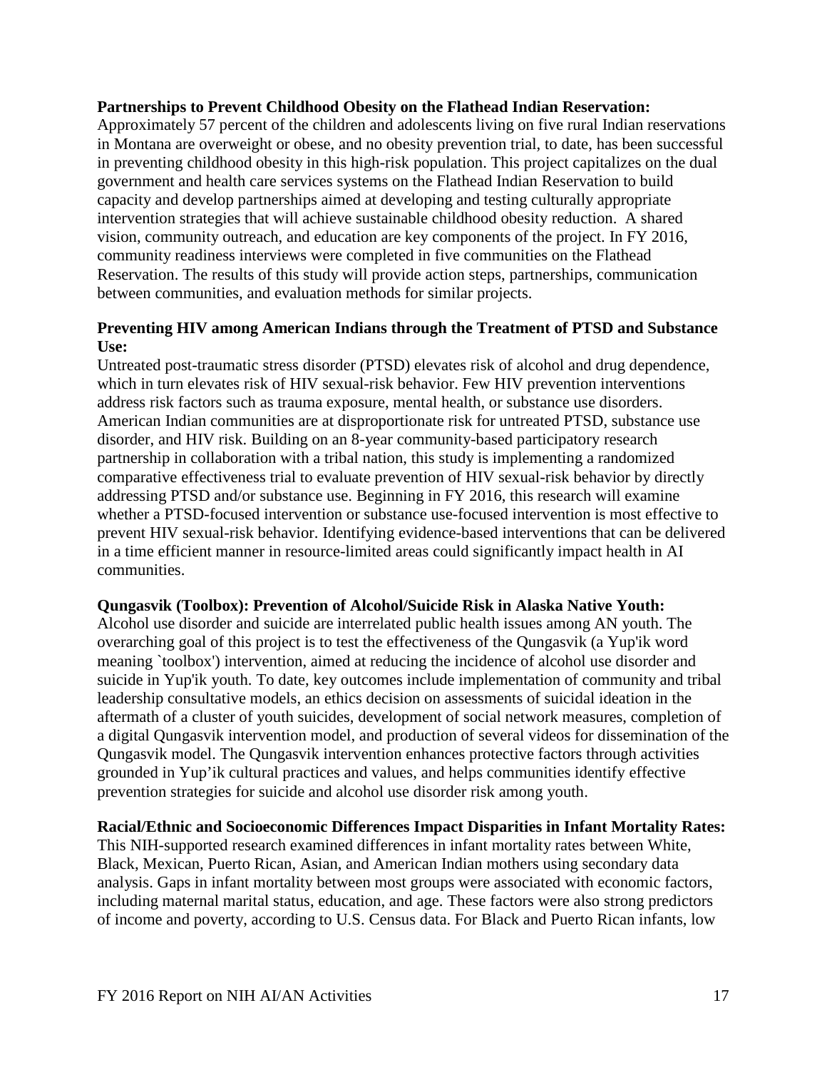**Partnerships to Prevent Childhood Obesity on the Flathead Indian Reservation:**
Approximately 57 percent of the children and adolescents living on five rural Indian reservations in Montana are overweight or obese, and no obesity prevention trial, to date, has been successful in preventing childhood obesity in this high-risk population. This project capitalizes on the dual government and health care services systems on the Flathead Indian Reservation to build capacity and develop partnerships aimed at developing and testing culturally appropriate intervention strategies that will achieve sustainable childhood obesity reduction. A shared vision, community outreach, and education are key components of the project. In FY 2016, community readiness interviews were completed in five communities on the Flathead Reservation. The results of this study will provide action steps, partnerships, communication between communities, and evaluation methods for similar projects.

**Preventing HIV among American Indians through the Treatment of PTSD and Substance Use:**
Untreated post-traumatic stress disorder (PTSD) elevates risk of alcohol and drug dependence, which in turn elevates risk of HIV sexual-risk behavior. Few HIV prevention interventions address risk factors such as trauma exposure, mental health, or substance use disorders. American Indian communities are at disproportionate risk for untreated PTSD, substance use disorder, and HIV risk. Building on an 8-year community-based participatory research partnership in collaboration with a tribal nation, this study is implementing a randomized comparative effectiveness trial to evaluate prevention of HIV sexual-risk behavior by directly addressing PTSD and/or substance use. Beginning in FY 2016, this research will examine whether a PTSD-focused intervention or substance use-focused intervention is most effective to prevent HIV sexual-risk behavior. Identifying evidence-based interventions that can be delivered in a time efficient manner in resource-limited areas could significantly impact health in AI communities.

**Qungasvik (Toolbox): Prevention of Alcohol/Suicide Risk in Alaska Native Youth:**
Alcohol use disorder and suicide are interrelated public health issues among AN youth. The overarching goal of this project is to test the effectiveness of the Qungasvik (a Yup'ik word meaning `toolbox') intervention, aimed at reducing the incidence of alcohol use disorder and suicide in Yup'ik youth. To date, key outcomes include implementation of community and tribal leadership consultative models, an ethics decision on assessments of suicidal ideation in the aftermath of a cluster of youth suicides, development of social network measures, completion of a digital Qungasvik intervention model, and production of several videos for dissemination of the Qungasvik model. The Qungasvik intervention enhances protective factors through activities grounded in Yup'ik cultural practices and values, and helps communities identify effective prevention strategies for suicide and alcohol use disorder risk among youth.

**Racial/Ethnic and Socioeconomic Differences Impact Disparities in Infant Mortality Rates:**
This NIH-supported research examined differences in infant mortality rates between White, Black, Mexican, Puerto Rican, Asian, and American Indian mothers using secondary data analysis. Gaps in infant mortality between most groups were associated with economic factors, including maternal marital status, education, and age. These factors were also strong predictors of income and poverty, according to U.S. Census data. For Black and Puerto Rican infants, low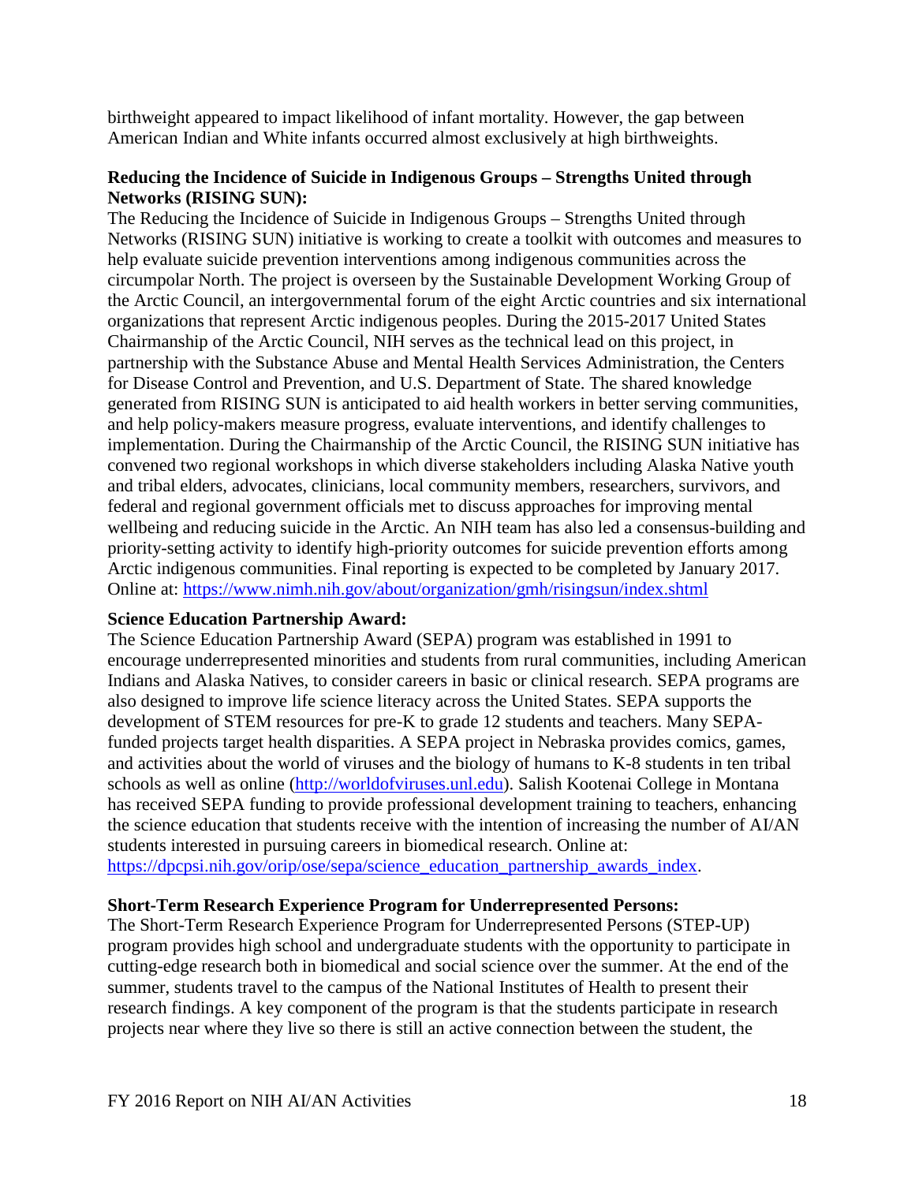birthweight appeared to impact likelihood of infant mortality. However, the gap between American Indian and White infants occurred almost exclusively at high birthweights.

**Reducing the Incidence of Suicide in Indigenous Groups – Strengths United through Networks (RISING SUN):**

The Reducing the Incidence of Suicide in Indigenous Groups – Strengths United through Networks (RISING SUN) initiative is working to create a toolkit with outcomes and measures to help evaluate suicide prevention interventions among indigenous communities across the circumpolar North. The project is overseen by the Sustainable Development Working Group of the Arctic Council, an intergovernmental forum of the eight Arctic countries and six international organizations that represent Arctic indigenous peoples. During the 2015-2017 United States Chairmanship of the Arctic Council, NIH serves as the technical lead on this project, in partnership with the Substance Abuse and Mental Health Services Administration, the Centers for Disease Control and Prevention, and U.S. Department of State. The shared knowledge generated from RISING SUN is anticipated to aid health workers in better serving communities, and help policy-makers measure progress, evaluate interventions, and identify challenges to implementation. During the Chairmanship of the Arctic Council, the RISING SUN initiative has convened two regional workshops in which diverse stakeholders including Alaska Native youth and tribal elders, advocates, clinicians, local community members, researchers, survivors, and federal and regional government officials met to discuss approaches for improving mental wellbeing and reducing suicide in the Arctic. An NIH team has also led a consensus-building and priority-setting activity to identify high-priority outcomes for suicide prevention efforts among Arctic indigenous communities. Final reporting is expected to be completed by January 2017. Online at: https://www.nimh.nih.gov/about/organization/gmh/risingsun/index.shtml

**Science Education Partnership Award:**

The Science Education Partnership Award (SEPA) program was established in 1991 to encourage underrepresented minorities and students from rural communities, including American Indians and Alaska Natives, to consider careers in basic or clinical research. SEPA programs are also designed to improve life science literacy across the United States. SEPA supports the development of STEM resources for pre-K to grade 12 students and teachers. Many SEPA-funded projects target health disparities. A SEPA project in Nebraska provides comics, games, and activities about the world of viruses and the biology of humans to K-8 students in ten tribal schools as well as online (http://worldofviruses.unl.edu). Salish Kootenai College in Montana has received SEPA funding to provide professional development training to teachers, enhancing the science education that students receive with the intention of increasing the number of AI/AN students interested in pursuing careers in biomedical research. Online at: https://dpcpsi.nih.gov/orip/ose/sepa/science_education_partnership_awards_index.

**Short-Term Research Experience Program for Underrepresented Persons:**

The Short-Term Research Experience Program for Underrepresented Persons (STEP-UP) program provides high school and undergraduate students with the opportunity to participate in cutting-edge research both in biomedical and social science over the summer. At the end of the summer, students travel to the campus of the National Institutes of Health to present their research findings. A key component of the program is that the students participate in research projects near where they live so there is still an active connection between the student, the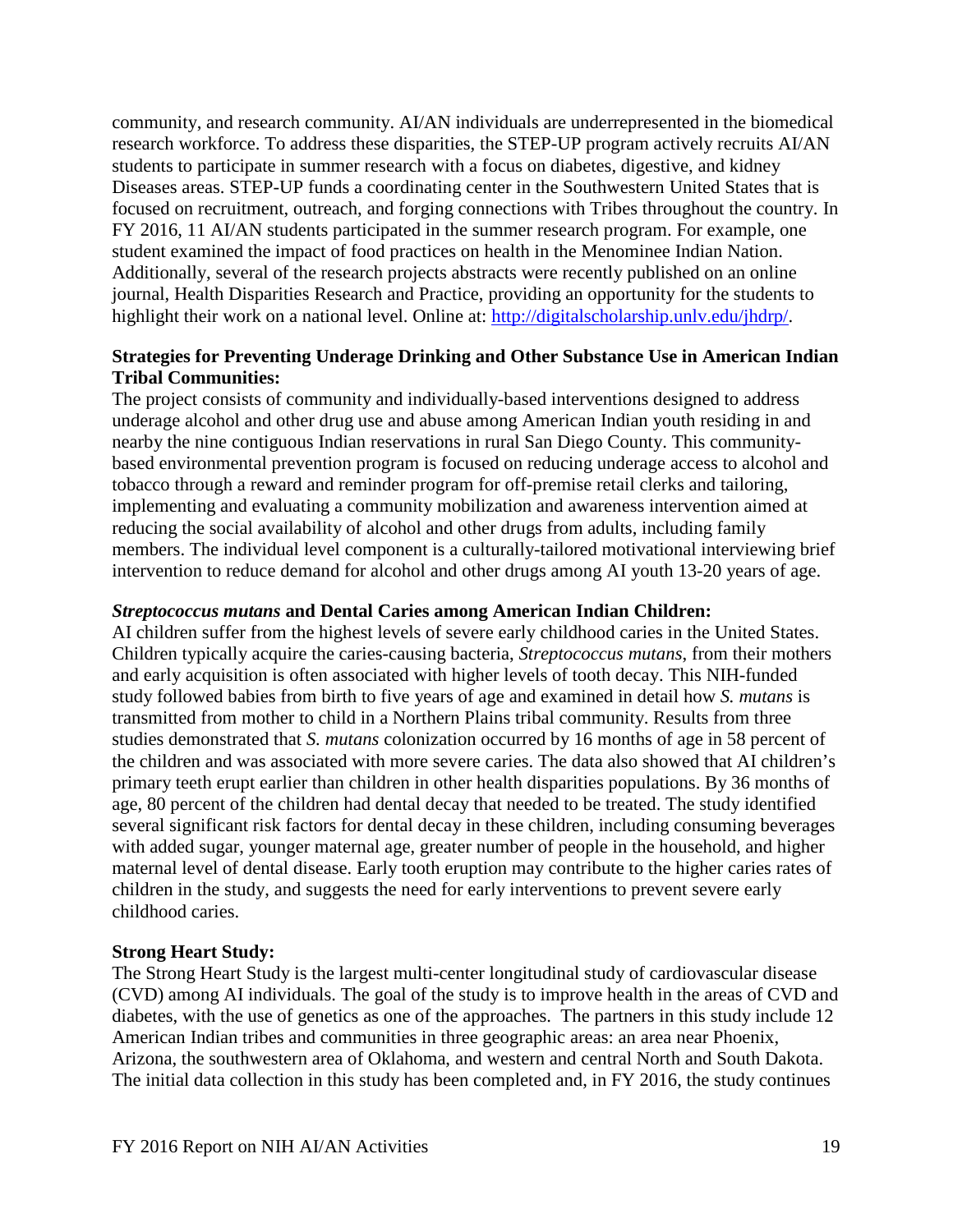community, and research community. AI/AN individuals are underrepresented in the biomedical research workforce. To address these disparities, the STEP-UP program actively recruits AI/AN students to participate in summer research with a focus on diabetes, digestive, and kidney Diseases areas. STEP-UP funds a coordinating center in the Southwestern United States that is focused on recruitment, outreach, and forging connections with Tribes throughout the country. In FY 2016, 11 AI/AN students participated in the summer research program. For example, one student examined the impact of food practices on health in the Menominee Indian Nation. Additionally, several of the research projects abstracts were recently published on an online journal, Health Disparities Research and Practice, providing an opportunity for the students to highlight their work on a national level. Online at: [http://digitalscholarship.unlv.edu/jhdrp/](http://digitalscholarship.unlv.edu/jhdrp/).

**Strategies for Preventing Underage Drinking and Other Substance Use in American Indian Tribal Communities:**

The project consists of community and individually-based interventions designed to address underage alcohol and other drug use and abuse among American Indian youth residing in and nearby the nine contiguous Indian reservations in rural San Diego County. This community-based environmental prevention program is focused on reducing underage access to alcohol and tobacco through a reward and reminder program for off-premise retail clerks and tailoring, implementing and evaluating a community mobilization and awareness intervention aimed at reducing the social availability of alcohol and other drugs from adults, including family members. The individual level component is a culturally-tailored motivational interviewing brief intervention to reduce demand for alcohol and other drugs among AI youth 13-20 years of age.

***Streptococcus mutans*** **and Dental Caries among American Indian Children:**

AI children suffer from the highest levels of severe early childhood caries in the United States. Children typically acquire the caries-causing bacteria, *Streptococcus mutans*, from their mothers and early acquisition is often associated with higher levels of tooth decay. This NIH-funded study followed babies from birth to five years of age and examined in detail how *S. mutans* is transmitted from mother to child in a Northern Plains tribal community. Results from three studies demonstrated that *S. mutans* colonization occurred by 16 months of age in 58 percent of the children and was associated with more severe caries. The data also showed that AI children's primary teeth erupt earlier than children in other health disparities populations. By 36 months of age, 80 percent of the children had dental decay that needed to be treated. The study identified several significant risk factors for dental decay in these children, including consuming beverages with added sugar, younger maternal age, greater number of people in the household, and higher maternal level of dental disease. Early tooth eruption may contribute to the higher caries rates of children in the study, and suggests the need for early interventions to prevent severe early childhood caries.

**Strong Heart Study:**

The Strong Heart Study is the largest multi-center longitudinal study of cardiovascular disease (CVD) among AI individuals. The goal of the study is to improve health in the areas of CVD and diabetes, with the use of genetics as one of the approaches. The partners in this study include 12 American Indian tribes and communities in three geographic areas: an area near Phoenix, Arizona, the southwestern area of Oklahoma, and western and central North and South Dakota. The initial data collection in this study has been completed and, in FY 2016, the study continues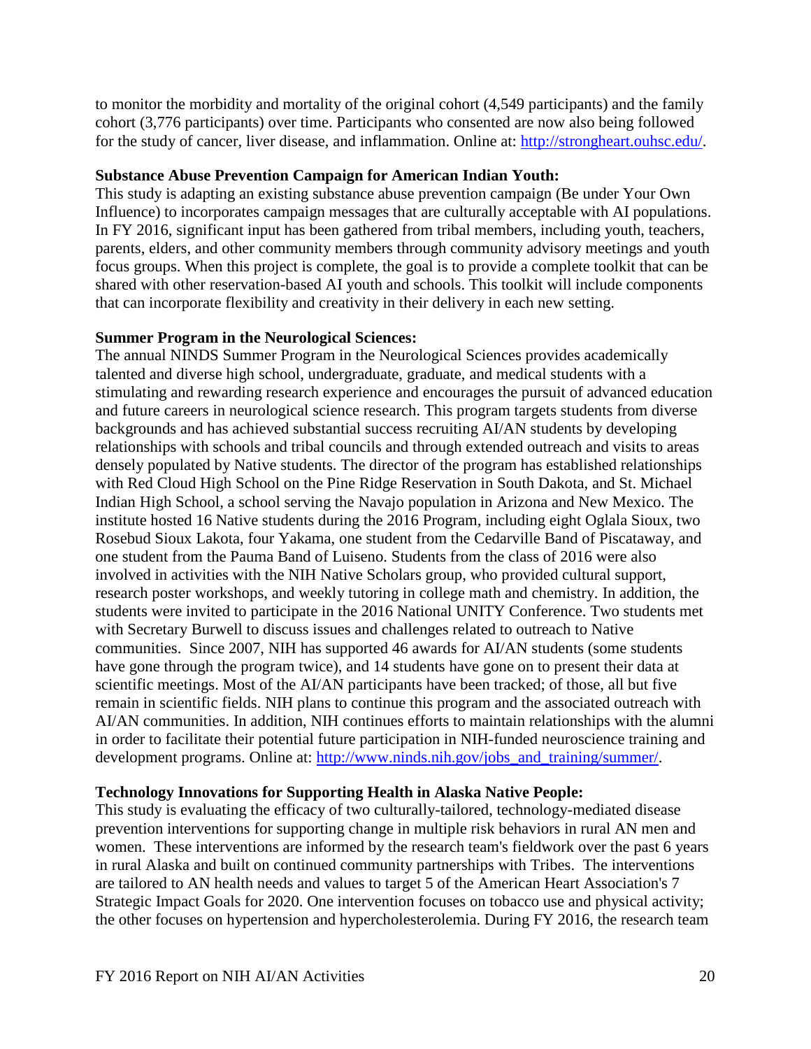to monitor the morbidity and mortality of the original cohort (4,549 participants) and the family cohort (3,776 participants) over time. Participants who consented are now also being followed for the study of cancer, liver disease, and inflammation. Online at: http://strongheart.ouhsc.edu/.

**Substance Abuse Prevention Campaign for American Indian Youth:**
This study is adapting an existing substance abuse prevention campaign (Be under Your Own Influence) to incorporates campaign messages that are culturally acceptable with AI populations. In FY 2016, significant input has been gathered from tribal members, including youth, teachers, parents, elders, and other community members through community advisory meetings and youth focus groups. When this project is complete, the goal is to provide a complete toolkit that can be shared with other reservation-based AI youth and schools. This toolkit will include components that can incorporate flexibility and creativity in their delivery in each new setting.

**Summer Program in the Neurological Sciences:**
The annual NINDS Summer Program in the Neurological Sciences provides academically talented and diverse high school, undergraduate, graduate, and medical students with a stimulating and rewarding research experience and encourages the pursuit of advanced education and future careers in neurological science research. This program targets students from diverse backgrounds and has achieved substantial success recruiting AI/AN students by developing relationships with schools and tribal councils and through extended outreach and visits to areas densely populated by Native students. The director of the program has established relationships with Red Cloud High School on the Pine Ridge Reservation in South Dakota, and St. Michael Indian High School, a school serving the Navajo population in Arizona and New Mexico. The institute hosted 16 Native students during the 2016 Program, including eight Oglala Sioux, two Rosebud Sioux Lakota, four Yakama, one student from the Cedarville Band of Piscataway, and one student from the Pauma Band of Luiseno. Students from the class of 2016 were also involved in activities with the NIH Native Scholars group, who provided cultural support, research poster workshops, and weekly tutoring in college math and chemistry. In addition, the students were invited to participate in the 2016 National UNITY Conference. Two students met with Secretary Burwell to discuss issues and challenges related to outreach to Native communities. Since 2007, NIH has supported 46 awards for AI/AN students (some students have gone through the program twice), and 14 students have gone on to present their data at scientific meetings. Most of the AI/AN participants have been tracked; of those, all but five remain in scientific fields. NIH plans to continue this program and the associated outreach with AI/AN communities. In addition, NIH continues efforts to maintain relationships with the alumni in order to facilitate their potential future participation in NIH-funded neuroscience training and development programs. Online at: http://www.ninds.nih.gov/jobs_and_training/summer/.

**Technology Innovations for Supporting Health in Alaska Native People:**
This study is evaluating the efficacy of two culturally-tailored, technology-mediated disease prevention interventions for supporting change in multiple risk behaviors in rural AN men and women. These interventions are informed by the research team's fieldwork over the past 6 years in rural Alaska and built on continued community partnerships with Tribes. The interventions are tailored to AN health needs and values to target 5 of the American Heart Association's 7 Strategic Impact Goals for 2020. One intervention focuses on tobacco use and physical activity; the other focuses on hypertension and hypercholesterolemia. During FY 2016, the research team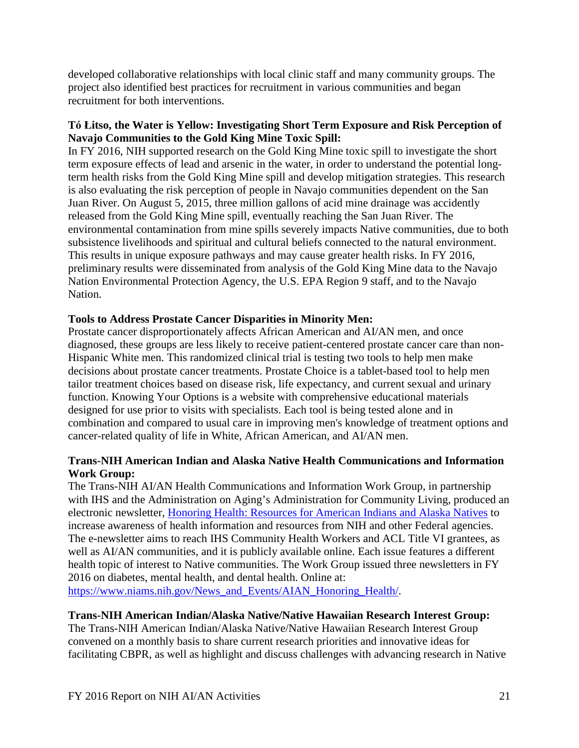developed collaborative relationships with local clinic staff and many community groups. The project also identified best practices for recruitment in various communities and began recruitment for both interventions.

**Tó Łitso, the Water is Yellow: Investigating Short Term Exposure and Risk Perception of Navajo Communities to the Gold King Mine Toxic Spill:**
In FY 2016, NIH supported research on the Gold King Mine toxic spill to investigate the short term exposure effects of lead and arsenic in the water, in order to understand the potential long-term health risks from the Gold King Mine spill and develop mitigation strategies. This research is also evaluating the risk perception of people in Navajo communities dependent on the San Juan River. On August 5, 2015, three million gallons of acid mine drainage was accidently released from the Gold King Mine spill, eventually reaching the San Juan River. The environmental contamination from mine spills severely impacts Native communities, due to both subsistence livelihoods and spiritual and cultural beliefs connected to the natural environment. This results in unique exposure pathways and may cause greater health risks. In FY 2016, preliminary results were disseminated from analysis of the Gold King Mine data to the Navajo Nation Environmental Protection Agency, the U.S. EPA Region 9 staff, and to the Navajo Nation.

**Tools to Address Prostate Cancer Disparities in Minority Men:**
Prostate cancer disproportionately affects African American and AI/AN men, and once diagnosed, these groups are less likely to receive patient-centered prostate cancer care than non-Hispanic White men. This randomized clinical trial is testing two tools to help men make decisions about prostate cancer treatments. Prostate Choice is a tablet-based tool to help men tailor treatment choices based on disease risk, life expectancy, and current sexual and urinary function. Knowing Your Options is a website with comprehensive educational materials designed for use prior to visits with specialists. Each tool is being tested alone and in combination and compared to usual care in improving men's knowledge of treatment options and cancer-related quality of life in White, African American, and AI/AN men.

**Trans-NIH American Indian and Alaska Native Health Communications and Information Work Group:**
The Trans-NIH AI/AN Health Communications and Information Work Group, in partnership with IHS and the Administration on Aging's Administration for Community Living, produced an electronic newsletter, [Honoring Health: Resources for American Indians and Alaska Natives](https://www.niams.nih.gov/News_and_Events/AIAN_Honoring_Health/) to increase awareness of health information and resources from NIH and other Federal agencies. The e-newsletter aims to reach IHS Community Health Workers and ACL Title VI grantees, as well as AI/AN communities, and it is publicly available online. Each issue features a different health topic of interest to Native communities. The Work Group issued three newsletters in FY 2016 on diabetes, mental health, and dental health. Online at: [https://www.niams.nih.gov/News_and_Events/AIAN_Honoring_Health/](https://www.niams.nih.gov/News_and_Events/AIAN_Honoring_Health/).

**Trans-NIH American Indian/Alaska Native/Native Hawaiian Research Interest Group:**
The Trans-NIH American Indian/Alaska Native/Native Hawaiian Research Interest Group convened on a monthly basis to share current research priorities and innovative ideas for facilitating CBPR, as well as highlight and discuss challenges with advancing research in Native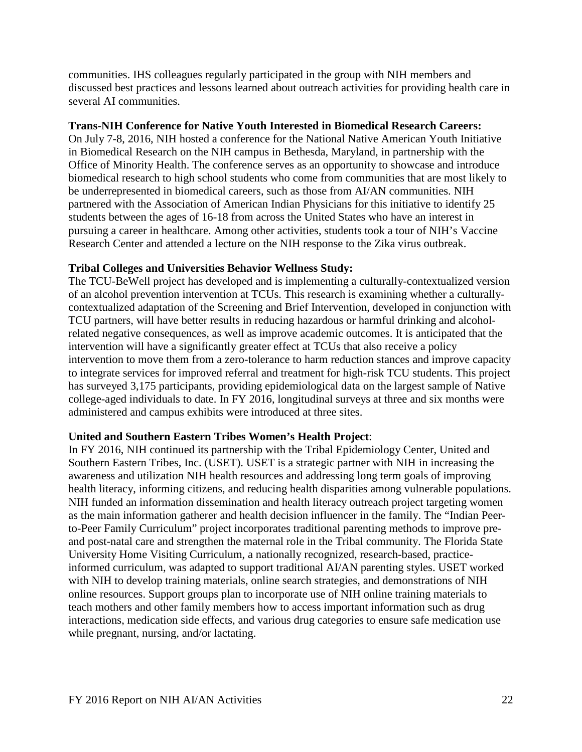communities. IHS colleagues regularly participated in the group with NIH members and discussed best practices and lessons learned about outreach activities for providing health care in several AI communities.

**Trans-NIH Conference for Native Youth Interested in Biomedical Research Careers:**
On July 7-8, 2016, NIH hosted a conference for the National Native American Youth Initiative in Biomedical Research on the NIH campus in Bethesda, Maryland, in partnership with the Office of Minority Health. The conference serves as an opportunity to showcase and introduce biomedical research to high school students who come from communities that are most likely to be underrepresented in biomedical careers, such as those from AI/AN communities. NIH partnered with the Association of American Indian Physicians for this initiative to identify 25 students between the ages of 16-18 from across the United States who have an interest in pursuing a career in healthcare. Among other activities, students took a tour of NIH's Vaccine Research Center and attended a lecture on the NIH response to the Zika virus outbreak.

**Tribal Colleges and Universities Behavior Wellness Study:**
The TCU-BeWell project has developed and is implementing a culturally-contextualized version of an alcohol prevention intervention at TCUs. This research is examining whether a culturally-contextualized adaptation of the Screening and Brief Intervention, developed in conjunction with TCU partners, will have better results in reducing hazardous or harmful drinking and alcohol-related negative consequences, as well as improve academic outcomes. It is anticipated that the intervention will have a significantly greater effect at TCUs that also receive a policy intervention to move them from a zero-tolerance to harm reduction stances and improve capacity to integrate services for improved referral and treatment for high-risk TCU students. This project has surveyed 3,175 participants, providing epidemiological data on the largest sample of Native college-aged individuals to date. In FY 2016, longitudinal surveys at three and six months were administered and campus exhibits were introduced at three sites.

**United and Southern Eastern Tribes Women's Health Project**:
In FY 2016, NIH continued its partnership with the Tribal Epidemiology Center, United and Southern Eastern Tribes, Inc. (USET). USET is a strategic partner with NIH in increasing the awareness and utilization NIH health resources and addressing long term goals of improving health literacy, informing citizens, and reducing health disparities among vulnerable populations. NIH funded an information dissemination and health literacy outreach project targeting women as the main information gatherer and health decision influencer in the family. The "Indian Peer-to-Peer Family Curriculum" project incorporates traditional parenting methods to improve pre- and post-natal care and strengthen the maternal role in the Tribal community. The Florida State University Home Visiting Curriculum, a nationally recognized, research-based, practice-informed curriculum, was adapted to support traditional AI/AN parenting styles. USET worked with NIH to develop training materials, online search strategies, and demonstrations of NIH online resources. Support groups plan to incorporate use of NIH online training materials to teach mothers and other family members how to access important information such as drug interactions, medication side effects, and various drug categories to ensure safe medication use while pregnant, nursing, and/or lactating.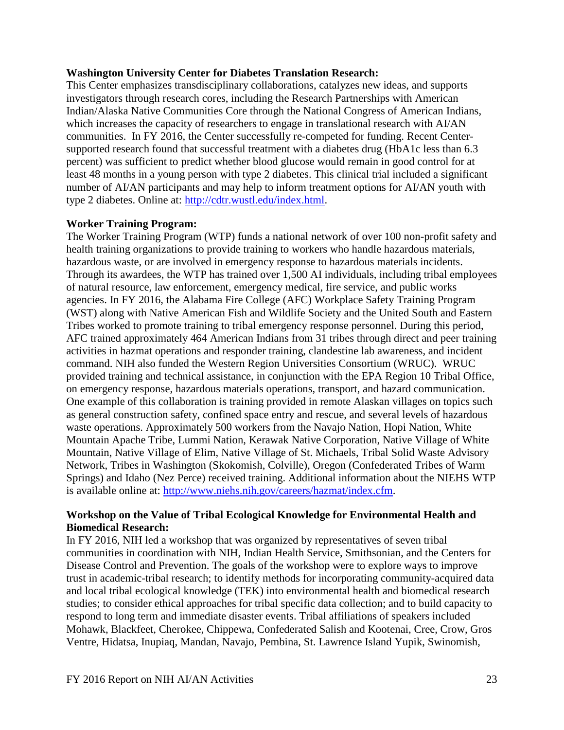**Washington University Center for Diabetes Translation Research:**
This Center emphasizes transdisciplinary collaborations, catalyzes new ideas, and supports investigators through research cores, including the Research Partnerships with American Indian/Alaska Native Communities Core through the National Congress of American Indians, which increases the capacity of researchers to engage in translational research with AI/AN communities. In FY 2016, the Center successfully re-competed for funding. Recent Center-supported research found that successful treatment with a diabetes drug (HbA1c less than 6.3 percent) was sufficient to predict whether blood glucose would remain in good control for at least 48 months in a young person with type 2 diabetes. This clinical trial included a significant number of AI/AN participants and may help to inform treatment options for AI/AN youth with type 2 diabetes. Online at: [http://cdtr.wustl.edu/index.html](http://cdtr.wustl.edu/index.html).

**Worker Training Program:**
The Worker Training Program (WTP) funds a national network of over 100 non-profit safety and health training organizations to provide training to workers who handle hazardous materials, hazardous waste, or are involved in emergency response to hazardous materials incidents. Through its awardees, the WTP has trained over 1,500 AI individuals, including tribal employees of natural resource, law enforcement, emergency medical, fire service, and public works agencies. In FY 2016, the Alabama Fire College (AFC) Workplace Safety Training Program (WST) along with Native American Fish and Wildlife Society and the United South and Eastern Tribes worked to promote training to tribal emergency response personnel. During this period, AFC trained approximately 464 American Indians from 31 tribes through direct and peer training activities in hazmat operations and responder training, clandestine lab awareness, and incident command. NIH also funded the Western Region Universities Consortium (WRUC). WRUC provided training and technical assistance, in conjunction with the EPA Region 10 Tribal Office, on emergency response, hazardous materials operations, transport, and hazard communication. One example of this collaboration is training provided in remote Alaskan villages on topics such as general construction safety, confined space entry and rescue, and several levels of hazardous waste operations. Approximately 500 workers from the Navajo Nation, Hopi Nation, White Mountain Apache Tribe, Lummi Nation, Kerawak Native Corporation, Native Village of White Mountain, Native Village of Elim, Native Village of St. Michaels, Tribal Solid Waste Advisory Network, Tribes in Washington (Skokomish, Colville), Oregon (Confederated Tribes of Warm Springs) and Idaho (Nez Perce) received training. Additional information about the NIEHS WTP is available online at: [http://www.niehs.nih.gov/careers/hazmat/index.cfm](http://www.niehs.nih.gov/careers/hazmat/index.cfm).

**Workshop on the Value of Tribal Ecological Knowledge for Environmental Health and Biomedical Research:**
In FY 2016, NIH led a workshop that was organized by representatives of seven tribal communities in coordination with NIH, Indian Health Service, Smithsonian, and the Centers for Disease Control and Prevention. The goals of the workshop were to explore ways to improve trust in academic-tribal research; to identify methods for incorporating community-acquired data and local tribal ecological knowledge (TEK) into environmental health and biomedical research studies; to consider ethical approaches for tribal specific data collection; and to build capacity to respond to long term and immediate disaster events. Tribal affiliations of speakers included Mohawk, Blackfeet, Cherokee, Chippewa, Confederated Salish and Kootenai, Cree, Crow, Gros Ventre, Hidatsa, Inupiaq, Mandan, Navajo, Pembina, St. Lawrence Island Yupik, Swinomish,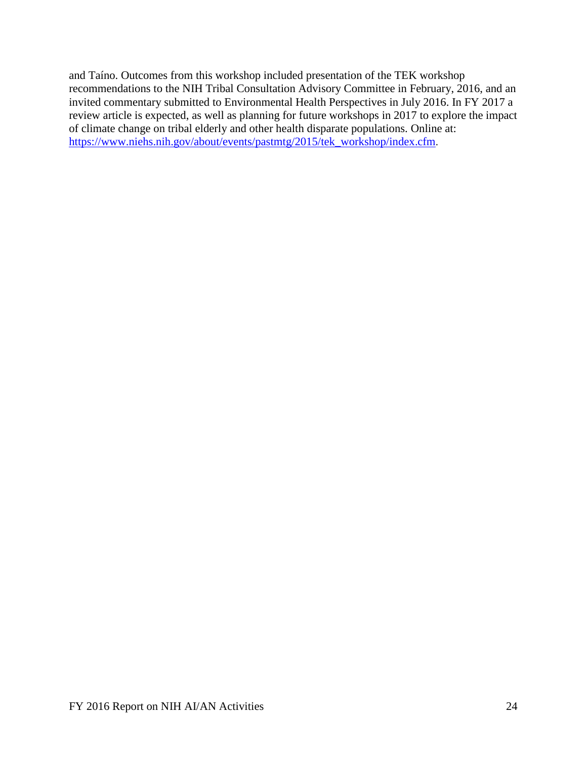and Taíno. Outcomes from this workshop included presentation of the TEK workshop recommendations to the NIH Tribal Consultation Advisory Committee in February, 2016, and an invited commentary submitted to Environmental Health Perspectives in July 2016. In FY 2017 a review article is expected, as well as planning for future workshops in 2017 to explore the impact of climate change on tribal elderly and other health disparate populations. Online at: [https://www.niehs.nih.gov/about/events/pastmtg/2015/tek_workshop/index.cfm](https://www.niehs.nih.gov/about/events/pastmtg/2015/tek_workshop/index.cfm).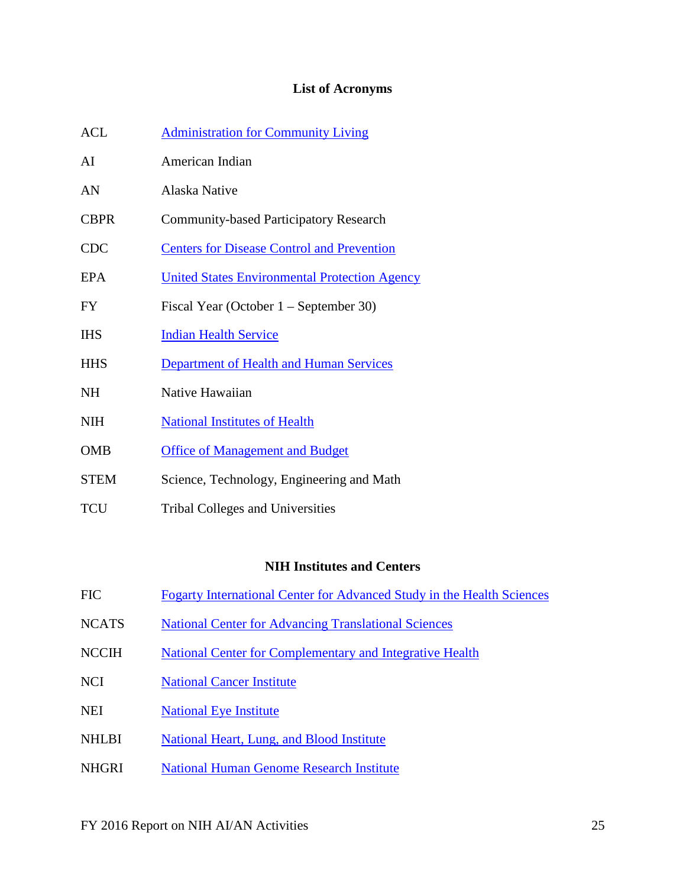## List of Acronyms

| | |
|---|---|
| ACL | Administration for Community Living |
| AI | American Indian |
| AN | Alaska Native |
| CBPR | Community-based Participatory Research |
| CDC | Centers for Disease Control and Prevention |
| EPA | United States Environmental Protection Agency |
| FY | Fiscal Year (October 1 – September 30) |
| IHS | Indian Health Service |
| HHS | Department of Health and Human Services |
| NH | Native Hawaiian |
| NIH | National Institutes of Health |
| OMB | Office of Management and Budget |
| STEM | Science, Technology, Engineering and Math |
| TCU | Tribal Colleges and Universities |

## NIH Institutes and Centers

| | |
|---|---|
| FIC | Fogarty International Center for Advanced Study in the Health Sciences |
| NCATS | National Center for Advancing Translational Sciences |
| NCCIH | National Center for Complementary and Integrative Health |
| NCI | National Cancer Institute |
| NEI | National Eye Institute |
| NHLBI | National Heart, Lung, and Blood Institute |
| NHGRI | National Human Genome Research Institute |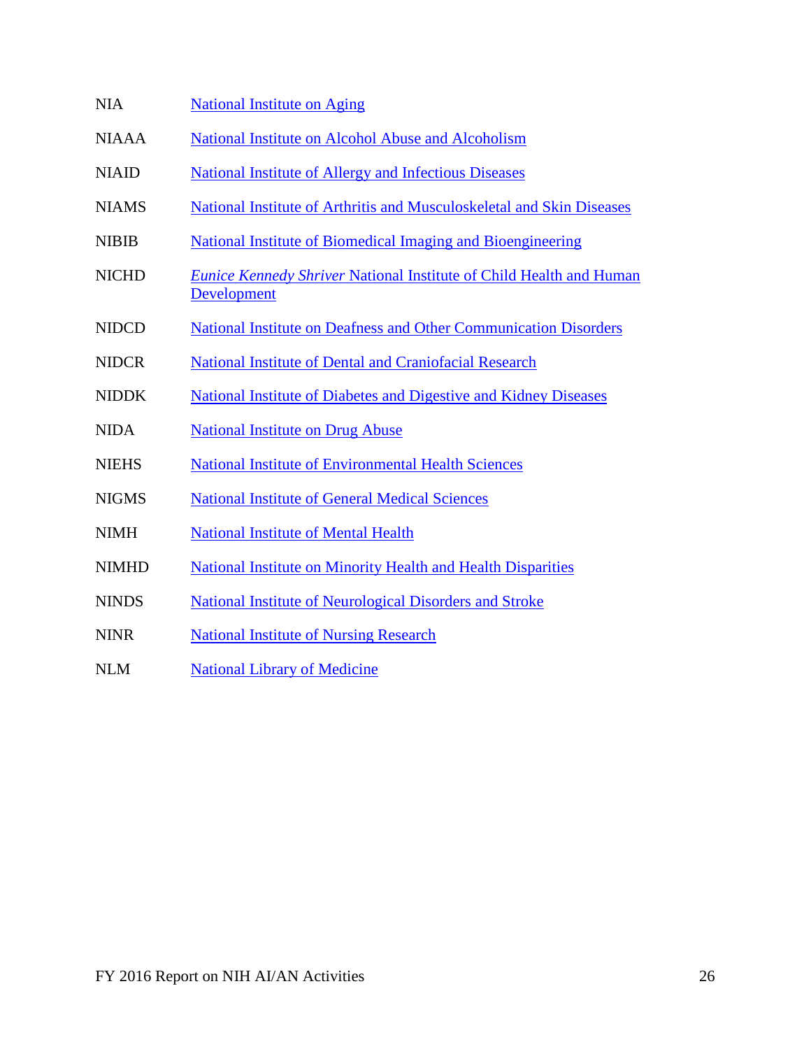| | |
|---|---|
| NIA | National Institute on Aging |
| NIAAA | National Institute on Alcohol Abuse and Alcoholism |
| NIAID | National Institute of Allergy and Infectious Diseases |
| NIAMS | National Institute of Arthritis and Musculoskeletal and Skin Diseases |
| NIBIB | National Institute of Biomedical Imaging and Bioengineering |
| NICHD | *Eunice Kennedy Shriver* National Institute of Child Health and Human Development |
| NIDCD | National Institute on Deafness and Other Communication Disorders |
| NIDCR | National Institute of Dental and Craniofacial Research |
| NIDDK | National Institute of Diabetes and Digestive and Kidney Diseases |
| NIDA | National Institute on Drug Abuse |
| NIEHS | National Institute of Environmental Health Sciences |
| NIGMS | National Institute of General Medical Sciences |
| NIMH | National Institute of Mental Health |
| NIMHD | National Institute on Minority Health and Health Disparities |
| NINDS | National Institute of Neurological Disorders and Stroke |
| NINR | National Institute of Nursing Research |
| NLM | National Library of Medicine |